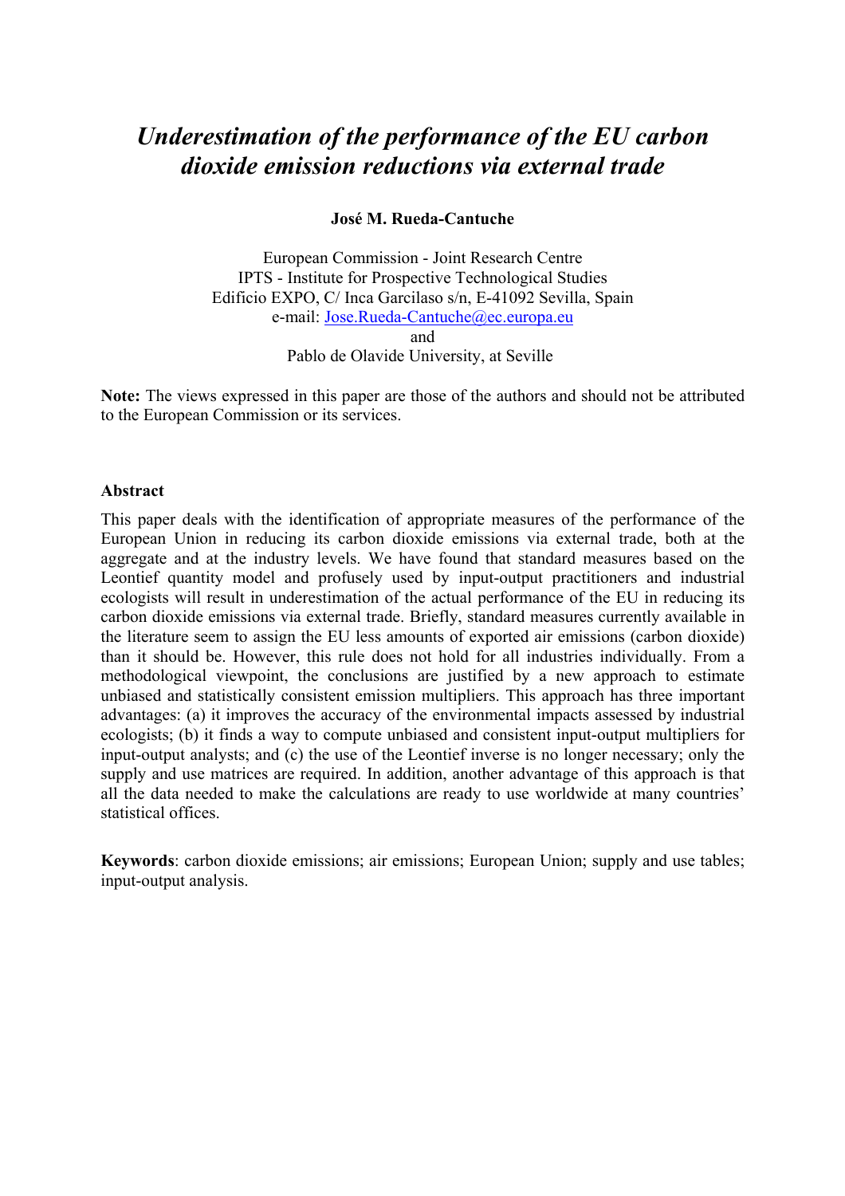# *Underestimation of the performance of the EU carbon dioxide emission reductions via external trade*

**José M. Rueda-Cantuche**

European Commission - Joint Research Centre
IPTS - Institute for Prospective Technological Studies
Edificio EXPO, C/ Inca Garcilaso s/n, E-41092 Sevilla, Spain
e-mail: Jose.Rueda-Cantuche@ec.europa.eu
and
Pablo de Olavide University, at Seville

**Note:** The views expressed in this paper are those of the authors and should not be attributed to the European Commission or its services.

**Abstract**

This paper deals with the identification of appropriate measures of the performance of the European Union in reducing its carbon dioxide emissions via external trade, both at the aggregate and at the industry levels. We have found that standard measures based on the Leontief quantity model and profusely used by input-output practitioners and industrial ecologists will result in underestimation of the actual performance of the EU in reducing its carbon dioxide emissions via external trade. Briefly, standard measures currently available in the literature seem to assign the EU less amounts of exported air emissions (carbon dioxide) than it should be. However, this rule does not hold for all industries individually. From a methodological viewpoint, the conclusions are justified by a new approach to estimate unbiased and statistically consistent emission multipliers. This approach has three important advantages: (a) it improves the accuracy of the environmental impacts assessed by industrial ecologists; (b) it finds a way to compute unbiased and consistent input-output multipliers for input-output analysts; and (c) the use of the Leontief inverse is no longer necessary; only the supply and use matrices are required. In addition, another advantage of this approach is that all the data needed to make the calculations are ready to use worldwide at many countries' statistical offices.

**Keywords**: carbon dioxide emissions; air emissions; European Union; supply and use tables; input-output analysis.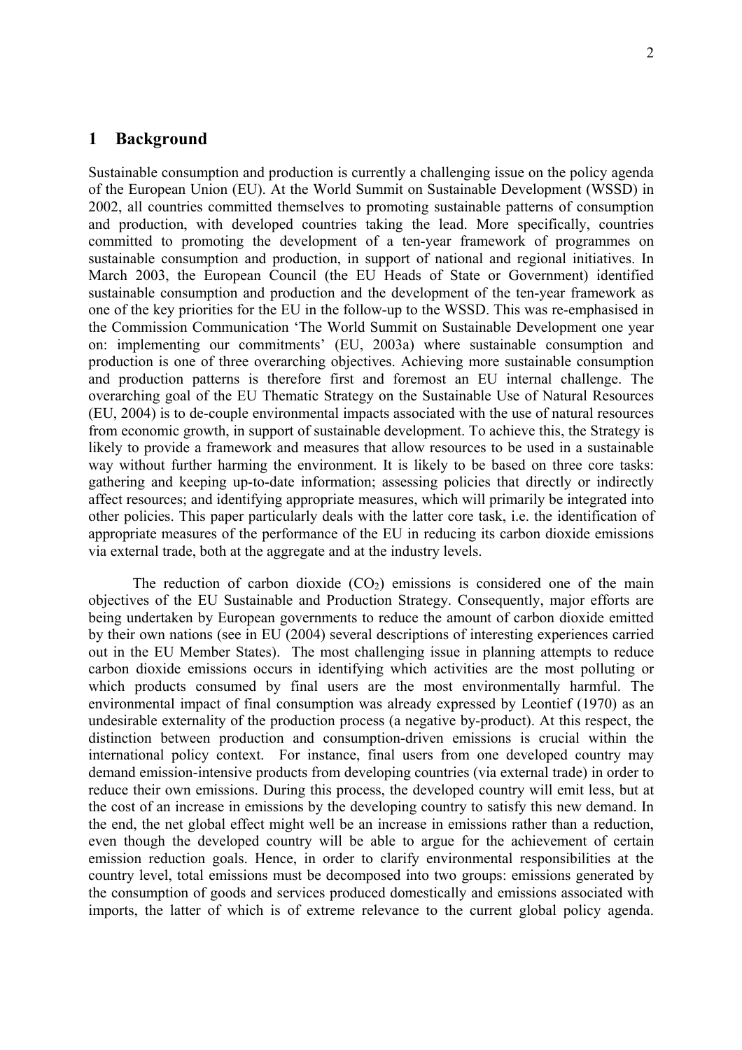## 1 Background

Sustainable consumption and production is currently a challenging issue on the policy agenda of the European Union (EU). At the World Summit on Sustainable Development (WSSD) in 2002, all countries committed themselves to promoting sustainable patterns of consumption and production, with developed countries taking the lead. More specifically, countries committed to promoting the development of a ten-year framework of programmes on sustainable consumption and production, in support of national and regional initiatives. In March 2003, the European Council (the EU Heads of State or Government) identified sustainable consumption and production and the development of the ten-year framework as one of the key priorities for the EU in the follow-up to the WSSD. This was re-emphasised in the Commission Communication 'The World Summit on Sustainable Development one year on: implementing our commitments' (EU, 2003a) where sustainable consumption and production is one of three overarching objectives. Achieving more sustainable consumption and production patterns is therefore first and foremost an EU internal challenge. The overarching goal of the EU Thematic Strategy on the Sustainable Use of Natural Resources (EU, 2004) is to de-couple environmental impacts associated with the use of natural resources from economic growth, in support of sustainable development. To achieve this, the Strategy is likely to provide a framework and measures that allow resources to be used in a sustainable way without further harming the environment. It is likely to be based on three core tasks: gathering and keeping up-to-date information; assessing policies that directly or indirectly affect resources; and identifying appropriate measures, which will primarily be integrated into other policies. This paper particularly deals with the latter core task, i.e. the identification of appropriate measures of the performance of the EU in reducing its carbon dioxide emissions via external trade, both at the aggregate and at the industry levels.

The reduction of carbon dioxide ($CO_2$) emissions is considered one of the main objectives of the EU Sustainable and Production Strategy. Consequently, major efforts are being undertaken by European governments to reduce the amount of carbon dioxide emitted by their own nations (see in EU (2004) several descriptions of interesting experiences carried out in the EU Member States). The most challenging issue in planning attempts to reduce carbon dioxide emissions occurs in identifying which activities are the most polluting or which products consumed by final users are the most environmentally harmful. The environmental impact of final consumption was already expressed by Leontief (1970) as an undesirable externality of the production process (a negative by-product). At this respect, the distinction between production and consumption-driven emissions is crucial within the international policy context. For instance, final users from one developed country may demand emission-intensive products from developing countries (via external trade) in order to reduce their own emissions. During this process, the developed country will emit less, but at the cost of an increase in emissions by the developing country to satisfy this new demand. In the end, the net global effect might well be an increase in emissions rather than a reduction, even though the developed country will be able to argue for the achievement of certain emission reduction goals. Hence, in order to clarify environmental responsibilities at the country level, total emissions must be decomposed into two groups: emissions generated by the consumption of goods and services produced domestically and emissions associated with imports, the latter of which is of extreme relevance to the current global policy agenda.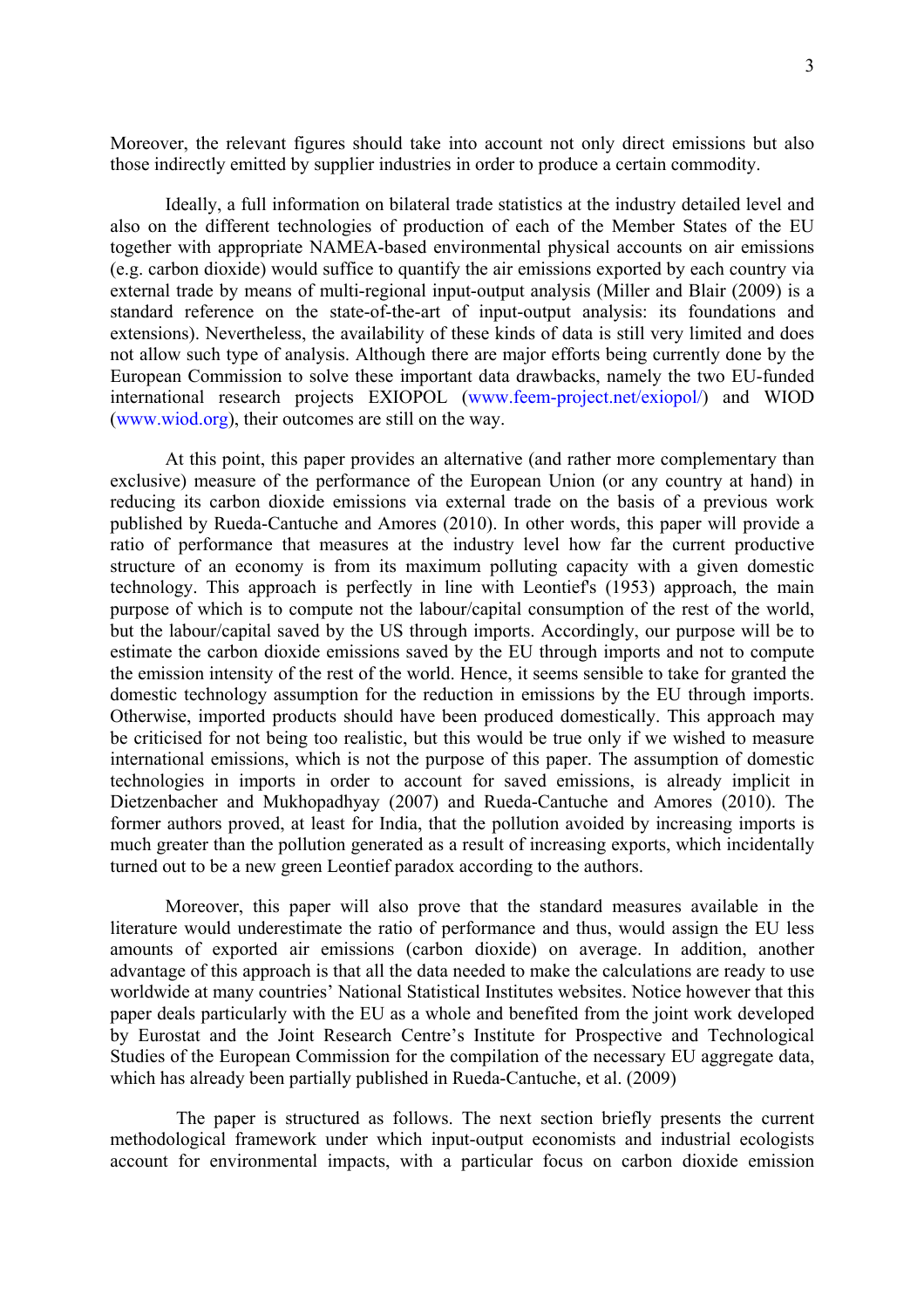Moreover, the relevant figures should take into account not only direct emissions but also those indirectly emitted by supplier industries in order to produce a certain commodity.

Ideally, a full information on bilateral trade statistics at the industry detailed level and also on the different technologies of production of each of the Member States of the EU together with appropriate NAMEA-based environmental physical accounts on air emissions (e.g. carbon dioxide) would suffice to quantify the air emissions exported by each country via external trade by means of multi-regional input-output analysis (Miller and Blair (2009) is a standard reference on the state-of-the-art of input-output analysis: its foundations and extensions). Nevertheless, the availability of these kinds of data is still very limited and does not allow such type of analysis. Although there are major efforts being currently done by the European Commission to solve these important data drawbacks, namely the two EU-funded international research projects EXIOPOL (www.feem-project.net/exiopol/) and WIOD (www.wiod.org), their outcomes are still on the way.

At this point, this paper provides an alternative (and rather more complementary than exclusive) measure of the performance of the European Union (or any country at hand) in reducing its carbon dioxide emissions via external trade on the basis of a previous work published by Rueda-Cantuche and Amores (2010). In other words, this paper will provide a ratio of performance that measures at the industry level how far the current productive structure of an economy is from its maximum polluting capacity with a given domestic technology. This approach is perfectly in line with Leontief's (1953) approach, the main purpose of which is to compute not the labour/capital consumption of the rest of the world, but the labour/capital saved by the US through imports. Accordingly, our purpose will be to estimate the carbon dioxide emissions saved by the EU through imports and not to compute the emission intensity of the rest of the world. Hence, it seems sensible to take for granted the domestic technology assumption for the reduction in emissions by the EU through imports. Otherwise, imported products should have been produced domestically. This approach may be criticised for not being too realistic, but this would be true only if we wished to measure international emissions, which is not the purpose of this paper. The assumption of domestic technologies in imports in order to account for saved emissions, is already implicit in Dietzenbacher and Mukhopadhyay (2007) and Rueda-Cantuche and Amores (2010). The former authors proved, at least for India, that the pollution avoided by increasing imports is much greater than the pollution generated as a result of increasing exports, which incidentally turned out to be a new green Leontief paradox according to the authors.

Moreover, this paper will also prove that the standard measures available in the literature would underestimate the ratio of performance and thus, would assign the EU less amounts of exported air emissions (carbon dioxide) on average. In addition, another advantage of this approach is that all the data needed to make the calculations are ready to use worldwide at many countries' National Statistical Institutes websites. Notice however that this paper deals particularly with the EU as a whole and benefited from the joint work developed by Eurostat and the Joint Research Centre's Institute for Prospective and Technological Studies of the European Commission for the compilation of the necessary EU aggregate data, which has already been partially published in Rueda-Cantuche, et al. (2009)

The paper is structured as follows. The next section briefly presents the current methodological framework under which input-output economists and industrial ecologists account for environmental impacts, with a particular focus on carbon dioxide emission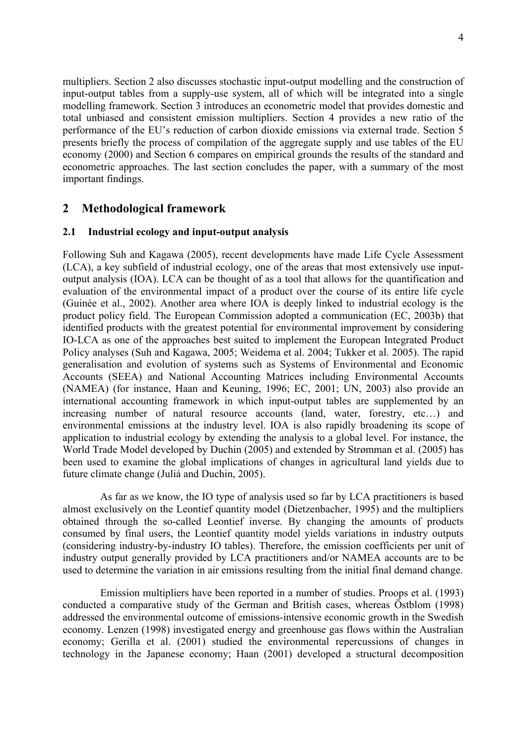multipliers. Section 2 also discusses stochastic input-output modelling and the construction of input-output tables from a supply-use system, all of which will be integrated into a single modelling framework. Section 3 introduces an econometric model that provides domestic and total unbiased and consistent emission multipliers. Section 4 provides a new ratio of the performance of the EU's reduction of carbon dioxide emissions via external trade. Section 5 presents briefly the process of compilation of the aggregate supply and use tables of the EU economy (2000) and Section 6 compares on empirical grounds the results of the standard and econometric approaches. The last section concludes the paper, with a summary of the most important findings.

## 2 Methodological framework

### 2.1 Industrial ecology and input-output analysis

Following Suh and Kagawa (2005), recent developments have made Life Cycle Assessment (LCA), a key subfield of industrial ecology, one of the areas that most extensively use input-output analysis (IOA). LCA can be thought of as a tool that allows for the quantification and evaluation of the environmental impact of a product over the course of its entire life cycle (Guinée et al., 2002). Another area where IOA is deeply linked to industrial ecology is the product policy field. The European Commission adopted a communication (EC, 2003b) that identified products with the greatest potential for environmental improvement by considering IO-LCA as one of the approaches best suited to implement the European Integrated Product Policy analyses (Suh and Kagawa, 2005; Weidema et al. 2004; Tukker et al. 2005). The rapid generalisation and evolution of systems such as Systems of Environmental and Economic Accounts (SEEA) and National Accounting Matrices including Environmental Accounts (NAMEA) (for instance, Haan and Keuning, 1996; EC, 2001; UN, 2003) also provide an international accounting framework in which input-output tables are supplemented by an increasing number of natural resource accounts (land, water, forestry, etc…) and environmental emissions at the industry level. IOA is also rapidly broadening its scope of application to industrial ecology by extending the analysis to a global level. For instance, the World Trade Model developed by Duchin (2005) and extended by Strømman et al. (2005) has been used to examine the global implications of changes in agricultural land yields due to future climate change (Juliá and Duchin, 2005).

As far as we know, the IO type of analysis used so far by LCA practitioners is based almost exclusively on the Leontief quantity model (Dietzenbacher, 1995) and the multipliers obtained through the so-called Leontief inverse. By changing the amounts of products consumed by final users, the Leontief quantity model yields variations in industry outputs (considering industry-by-industry IO tables). Therefore, the emission coefficients per unit of industry output generally provided by LCA practitioners and/or NAMEA accounts are to be used to determine the variation in air emissions resulting from the initial final demand change.

Emission multipliers have been reported in a number of studies. Proops et al. (1993) conducted a comparative study of the German and British cases, whereas Östblom (1998) addressed the environmental outcome of emissions-intensive economic growth in the Swedish economy. Lenzen (1998) investigated energy and greenhouse gas flows within the Australian economy; Gerilla et al. (2001) studied the environmental repercussions of changes in technology in the Japanese economy; Haan (2001) developed a structural decomposition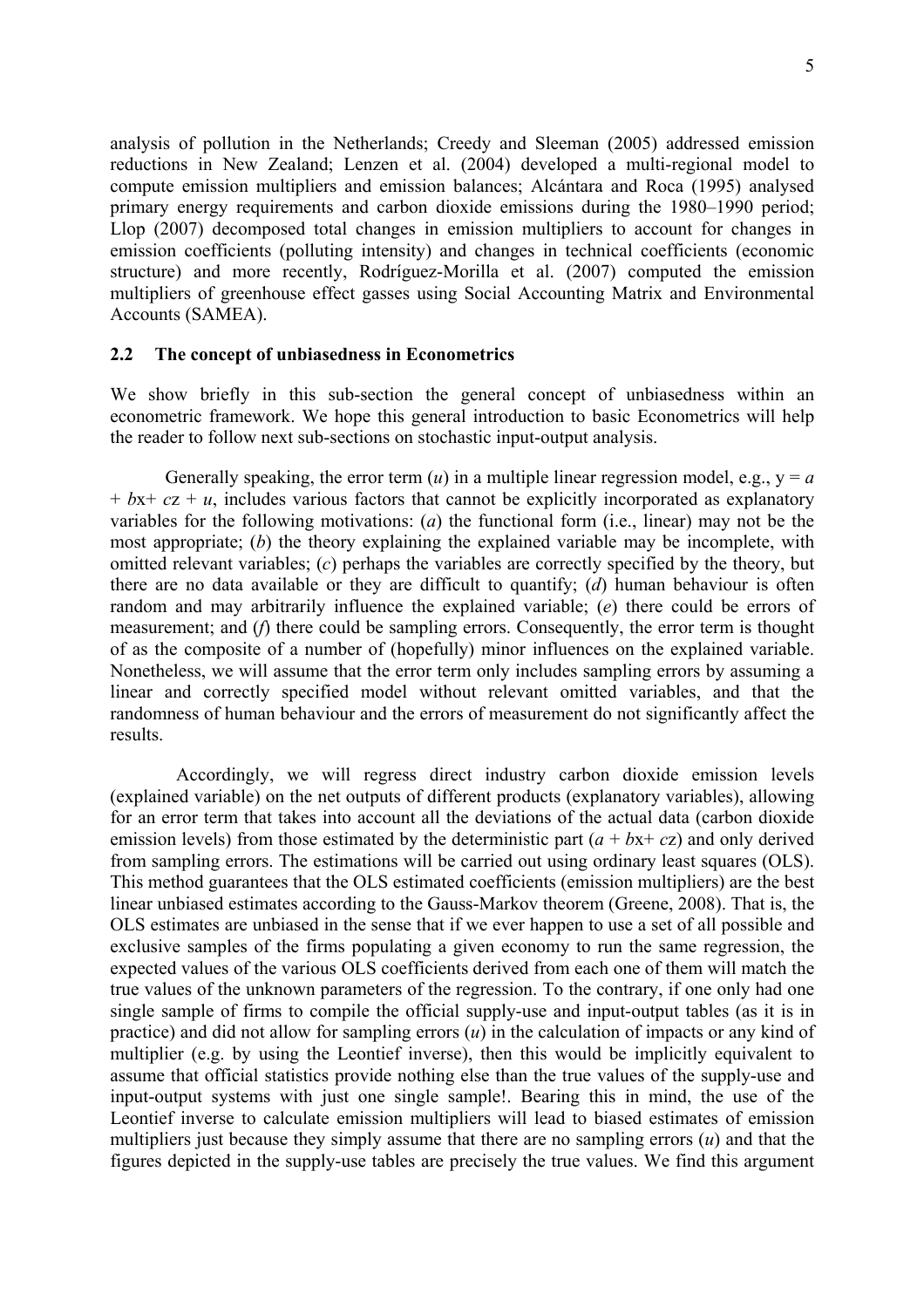analysis of pollution in the Netherlands; Creedy and Sleeman (2005) addressed emission reductions in New Zealand; Lenzen et al. (2004) developed a multi-regional model to compute emission multipliers and emission balances; Alcántara and Roca (1995) analysed primary energy requirements and carbon dioxide emissions during the 1980–1990 period; Llop (2007) decomposed total changes in emission multipliers to account for changes in emission coefficients (polluting intensity) and changes in technical coefficients (economic structure) and more recently, Rodríguez-Morilla et al. (2007) computed the emission multipliers of greenhouse effect gasses using Social Accounting Matrix and Environmental Accounts (SAMEA).

## 2.2 The concept of unbiasedness in Econometrics

We show briefly in this sub-section the general concept of unbiasedness within an econometric framework. We hope this general introduction to basic Econometrics will help the reader to follow next sub-sections on stochastic input-output analysis.

Generally speaking, the error term ($u$) in a multiple linear regression model, e.g., $y = a + bx + cz + u$, includes various factors that cannot be explicitly incorporated as explanatory variables for the following motivations: (*a*) the functional form (i.e., linear) may not be the most appropriate; (*b*) the theory explaining the explained variable may be incomplete, with omitted relevant variables; (*c*) perhaps the variables are correctly specified by the theory, but there are no data available or they are difficult to quantify; (*d*) human behaviour is often random and may arbitrarily influence the explained variable; (*e*) there could be errors of measurement; and (*f*) there could be sampling errors. Consequently, the error term is thought of as the composite of a number of (hopefully) minor influences on the explained variable. Nonetheless, we will assume that the error term only includes sampling errors by assuming a linear and correctly specified model without relevant omitted variables, and that the randomness of human behaviour and the errors of measurement do not significantly affect the results.

Accordingly, we will regress direct industry carbon dioxide emission levels (explained variable) on the net outputs of different products (explanatory variables), allowing for an error term that takes into account all the deviations of the actual data (carbon dioxide emission levels) from those estimated by the deterministic part ($a + bx + cz$) and only derived from sampling errors. The estimations will be carried out using ordinary least squares (OLS). This method guarantees that the OLS estimated coefficients (emission multipliers) are the best linear unbiased estimates according to the Gauss-Markov theorem (Greene, 2008). That is, the OLS estimates are unbiased in the sense that if we ever happen to use a set of all possible and exclusive samples of the firms populating a given economy to run the same regression, the expected values of the various OLS coefficients derived from each one of them will match the true values of the unknown parameters of the regression. To the contrary, if one only had one single sample of firms to compile the official supply-use and input-output tables (as it is in practice) and did not allow for sampling errors ($u$) in the calculation of impacts or any kind of multiplier (e.g. by using the Leontief inverse), then this would be implicitly equivalent to assume that official statistics provide nothing else than the true values of the supply-use and input-output systems with just one single sample!. Bearing this in mind, the use of the Leontief inverse to calculate emission multipliers will lead to biased estimates of emission multipliers just because they simply assume that there are no sampling errors ($u$) and that the figures depicted in the supply-use tables are precisely the true values. We find this argument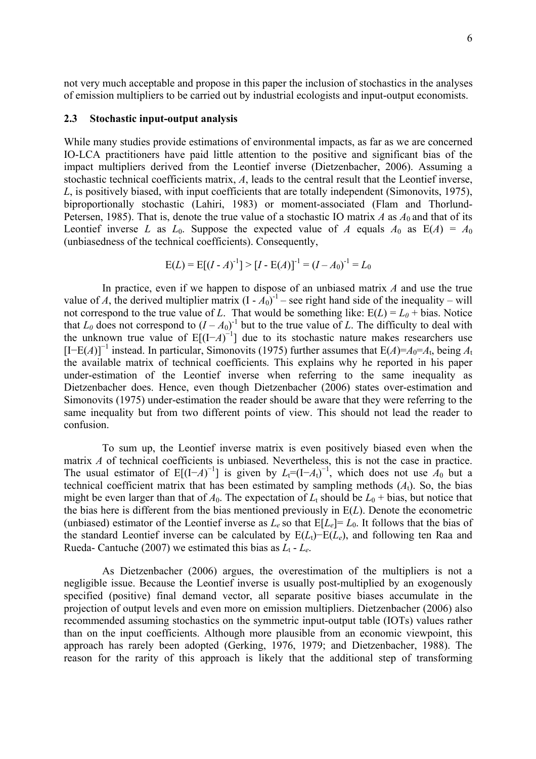not very much acceptable and propose in this paper the inclusion of stochastics in the analyses of emission multipliers to be carried out by industrial ecologists and input-output economists.

### 2.3 Stochastic input-output analysis

While many studies provide estimations of environmental impacts, as far as we are concerned IO-LCA practitioners have paid little attention to the positive and significant bias of the impact multipliers derived from the Leontief inverse (Dietzenbacher, 2006). Assuming a stochastic technical coefficients matrix, $A$, leads to the central result that the Leontief inverse, $L$, is positively biased, with input coefficients that are totally independent (Simonovits, 1975), biproportionally stochastic (Lahiri, 1983) or moment-associated (Flam and Thorlund-Petersen, 1985). That is, denote the true value of a stochastic IO matrix $A$ as $A_0$ and that of its Leontief inverse $L$ as $L_0$. Suppose the expected value of $A$ equals $A_0$ as $E(A) = A_0$ (unbiasedness of the technical coefficients). Consequently,

$$E(L) = E[(I - A)^{-1}] > [I - E(A)]^{-1} = (I - A_0)^{-1} = L_0$$

In practice, even if we happen to dispose of an unbiased matrix $A$ and use the true value of $A$, the derived multiplier matrix $(I - A_0)^{-1}$ – see right hand side of the inequality – will not correspond to the true value of $L$. That would be something like: $E(L) = L_0 + \text{bias}$. Notice that $L_0$ does not correspond to $(I - A_0)^{-1}$ but to the true value of $L$. The difficulty to deal with the unknown true value of $E[(I-A)^{-1}]$ due to its stochastic nature makes researchers use $[I-E(A)]^{-1}$ instead. In particular, Simonovits (1975) further assumes that $E(A)=A_0=A_t$, being $A_t$ the available matrix of technical coefficients. This explains why he reported in his paper under-estimation of the Leontief inverse when referring to the same inequality as Dietzenbacher does. Hence, even though Dietzenbacher (2006) states over-estimation and Simonovits (1975) under-estimation the reader should be aware that they were referring to the same inequality but from two different points of view. This should not lead the reader to confusion.

To sum up, the Leontief inverse matrix is even positively biased even when the matrix $A$ of technical coefficients is unbiased. Nevertheless, this is not the case in practice. The usual estimator of $E[(I-A)^{-1}]$ is given by $L_t=(I-A_t)^{-1}$, which does not use $A_0$ but a technical coefficient matrix that has been estimated by sampling methods ($A_t$). So, the bias might be even larger than that of $A_0$. The expectation of $L_t$ should be $L_0$ + bias, but notice that the bias here is different from the bias mentioned previously in $E(L)$. Denote the econometric (unbiased) estimator of the Leontief inverse as $L_e$ so that $E[L_e]= L_0$. It follows that the bias of the standard Leontief inverse can be calculated by $E(L_t)-E(L_e)$, and following ten Raa and Rueda- Cantuche (2007) we estimated this bias as $L_t - L_e$.

As Dietzenbacher (2006) argues, the overestimation of the multipliers is not a negligible issue. Because the Leontief inverse is usually post-multiplied by an exogenously specified (positive) final demand vector, all separate positive biases accumulate in the projection of output levels and even more on emission multipliers. Dietzenbacher (2006) also recommended assuming stochastics on the symmetric input-output table (IOTs) values rather than on the input coefficients. Although more plausible from an economic viewpoint, this approach has rarely been adopted (Gerking, 1976, 1979; and Dietzenbacher, 1988). The reason for the rarity of this approach is likely that the additional step of transforming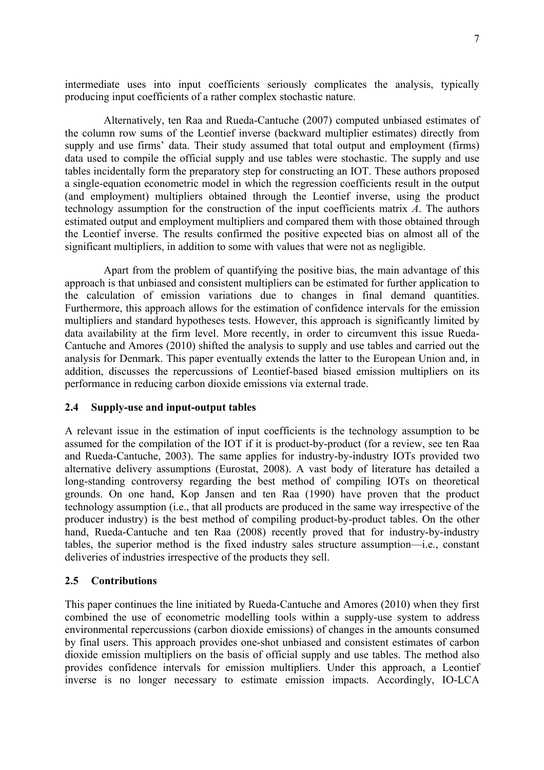intermediate uses into input coefficients seriously complicates the analysis, typically producing input coefficients of a rather complex stochastic nature.

Alternatively, ten Raa and Rueda-Cantuche (2007) computed unbiased estimates of the column row sums of the Leontief inverse (backward multiplier estimates) directly from supply and use firms' data. Their study assumed that total output and employment (firms) data used to compile the official supply and use tables were stochastic. The supply and use tables incidentally form the preparatory step for constructing an IOT. These authors proposed a single-equation econometric model in which the regression coefficients result in the output (and employment) multipliers obtained through the Leontief inverse, using the product technology assumption for the construction of the input coefficients matrix $A$. The authors estimated output and employment multipliers and compared them with those obtained through the Leontief inverse. The results confirmed the positive expected bias on almost all of the significant multipliers, in addition to some with values that were not as negligible.

Apart from the problem of quantifying the positive bias, the main advantage of this approach is that unbiased and consistent multipliers can be estimated for further application to the calculation of emission variations due to changes in final demand quantities. Furthermore, this approach allows for the estimation of confidence intervals for the emission multipliers and standard hypotheses tests. However, this approach is significantly limited by data availability at the firm level. More recently, in order to circumvent this issue Rueda-Cantuche and Amores (2010) shifted the analysis to supply and use tables and carried out the analysis for Denmark. This paper eventually extends the latter to the European Union and, in addition, discusses the repercussions of Leontief-based biased emission multipliers on its performance in reducing carbon dioxide emissions via external trade.

### 2.4 Supply-use and input-output tables

A relevant issue in the estimation of input coefficients is the technology assumption to be assumed for the compilation of the IOT if it is product-by-product (for a review, see ten Raa and Rueda-Cantuche, 2003). The same applies for industry-by-industry IOTs provided two alternative delivery assumptions (Eurostat, 2008). A vast body of literature has detailed a long-standing controversy regarding the best method of compiling IOTs on theoretical grounds. On one hand, Kop Jansen and ten Raa (1990) have proven that the product technology assumption (i.e., that all products are produced in the same way irrespective of the producer industry) is the best method of compiling product-by-product tables. On the other hand, Rueda-Cantuche and ten Raa (2008) recently proved that for industry-by-industry tables, the superior method is the fixed industry sales structure assumption—i.e., constant deliveries of industries irrespective of the products they sell.

### 2.5 Contributions

This paper continues the line initiated by Rueda-Cantuche and Amores (2010) when they first combined the use of econometric modelling tools within a supply-use system to address environmental repercussions (carbon dioxide emissions) of changes in the amounts consumed by final users. This approach provides one-shot unbiased and consistent estimates of carbon dioxide emission multipliers on the basis of official supply and use tables. The method also provides confidence intervals for emission multipliers. Under this approach, a Leontief inverse is no longer necessary to estimate emission impacts. Accordingly, IO-LCA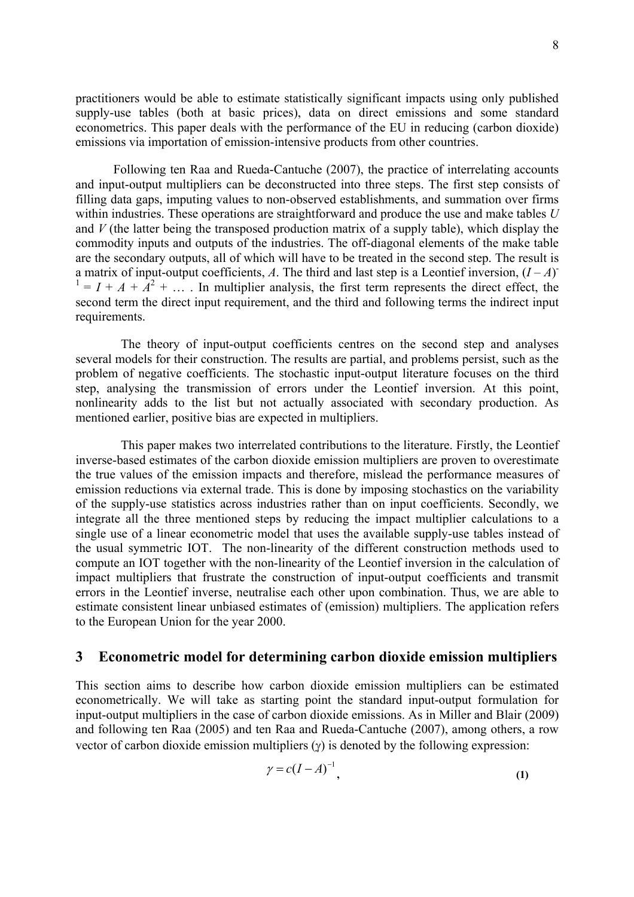practitioners would be able to estimate statistically significant impacts using only published supply-use tables (both at basic prices), data on direct emissions and some standard econometrics. This paper deals with the performance of the EU in reducing (carbon dioxide) emissions via importation of emission-intensive products from other countries.

Following ten Raa and Rueda-Cantuche (2007), the practice of interrelating accounts and input-output multipliers can be deconstructed into three steps. The first step consists of filling data gaps, imputing values to non-observed establishments, and summation over firms within industries. These operations are straightforward and produce the use and make tables $U$ and $V$ (the latter being the transposed production matrix of a supply table), which display the commodity inputs and outputs of the industries. The off-diagonal elements of the make table are the secondary outputs, all of which will have to be treated in the second step. The result is a matrix of input-output coefficients, $A$. The third and last step is a Leontief inversion, $(I - A)^{-1} = I + A + A^2 + \ldots$ . In multiplier analysis, the first term represents the direct effect, the second term the direct input requirement, and the third and following terms the indirect input requirements.

The theory of input-output coefficients centres on the second step and analyses several models for their construction. The results are partial, and problems persist, such as the problem of negative coefficients. The stochastic input-output literature focuses on the third step, analysing the transmission of errors under the Leontief inversion. At this point, nonlinearity adds to the list but not actually associated with secondary production. As mentioned earlier, positive bias are expected in multipliers.

This paper makes two interrelated contributions to the literature. Firstly, the Leontief inverse-based estimates of the carbon dioxide emission multipliers are proven to overestimate the true values of the emission impacts and therefore, mislead the performance measures of emission reductions via external trade. This is done by imposing stochastics on the variability of the supply-use statistics across industries rather than on input coefficients. Secondly, we integrate all the three mentioned steps by reducing the impact multiplier calculations to a single use of a linear econometric model that uses the available supply-use tables instead of the usual symmetric IOT. The non-linearity of the different construction methods used to compute an IOT together with the non-linearity of the Leontief inversion in the calculation of impact multipliers that frustrate the construction of input-output coefficients and transmit errors in the Leontief inverse, neutralise each other upon combination. Thus, we are able to estimate consistent linear unbiased estimates of (emission) multipliers. The application refers to the European Union for the year 2000.

## 3 Econometric model for determining carbon dioxide emission multipliers

This section aims to describe how carbon dioxide emission multipliers can be estimated econometrically. We will take as starting point the standard input-output formulation for input-output multipliers in the case of carbon dioxide emissions. As in Miller and Blair (2009) and following ten Raa (2005) and ten Raa and Rueda-Cantuche (2007), among others, a row vector of carbon dioxide emission multipliers ($\gamma$) is denoted by the following expression:

$$\gamma = c(I - A)^{-1}, \tag{1}$$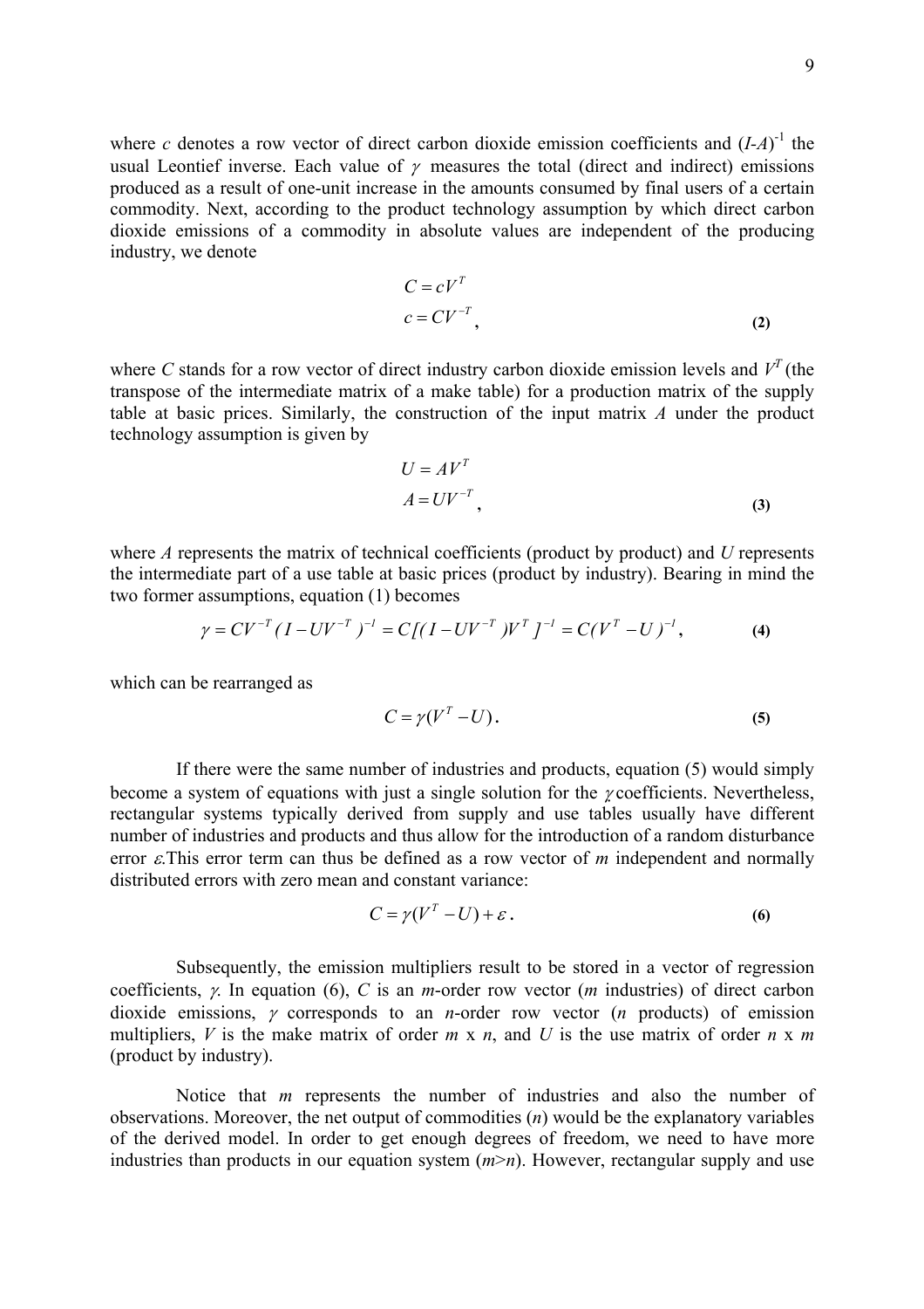where $c$ denotes a row vector of direct carbon dioxide emission coefficients and $(I\text{-}A)^{-1}$ the usual Leontief inverse. Each value of $\gamma$ measures the total (direct and indirect) emissions produced as a result of one-unit increase in the amounts consumed by final users of a certain commodity. Next, according to the product technology assumption by which direct carbon dioxide emissions of a commodity in absolute values are independent of the producing industry, we denote

$$
\begin{aligned}
C &= cV^{T} \\
c &= CV^{-T}, \qquad \textbf{(2)}
\end{aligned}
$$

where $C$ stands for a row vector of direct industry carbon dioxide emission levels and $V^{T}$ (the transpose of the intermediate matrix of a make table) for a production matrix of the supply table at basic prices. Similarly, the construction of the input matrix $A$ under the product technology assumption is given by

$$
\begin{aligned}
U &= AV^{T} \\
A &= UV^{-T}, \qquad \textbf{(3)}
\end{aligned}
$$

where $A$ represents the matrix of technical coefficients (product by product) and $U$ represents the intermediate part of a use table at basic prices (product by industry). Bearing in mind the two former assumptions, equation (1) becomes

$$
\gamma = CV^{-T}(I - UV^{-T})^{-1} = C[(I - UV^{-T})V^{T}]^{-1} = C(V^{T} - U)^{-1}, \qquad \textbf{(4)}
$$

which can be rearranged as

$$
C = \gamma(V^{T} - U). \qquad \textbf{(5)}
$$

If there were the same number of industries and products, equation (5) would simply become a system of equations with just a single solution for the $\gamma$ coefficients. Nevertheless, rectangular systems typically derived from supply and use tables usually have different number of industries and products and thus allow for the introduction of a random disturbance error $\varepsilon$.This error term can thus be defined as a row vector of $m$ independent and normally distributed errors with zero mean and constant variance:

$$
C = \gamma(V^{T} - U) + \varepsilon. \qquad \textbf{(6)}
$$

Subsequently, the emission multipliers result to be stored in a vector of regression coefficients, $\gamma$. In equation (6), $C$ is an $m$-order row vector ($m$ industries) of direct carbon dioxide emissions, $\gamma$ corresponds to an $n$-order row vector ($n$ products) of emission multipliers, $V$ is the make matrix of order $m$ x $n$, and $U$ is the use matrix of order $n$ x $m$ (product by industry).

Notice that $m$ represents the number of industries and also the number of observations. Moreover, the net output of commodities ($n$) would be the explanatory variables of the derived model. In order to get enough degrees of freedom, we need to have more industries than products in our equation system ($m$>$n$). However, rectangular supply and use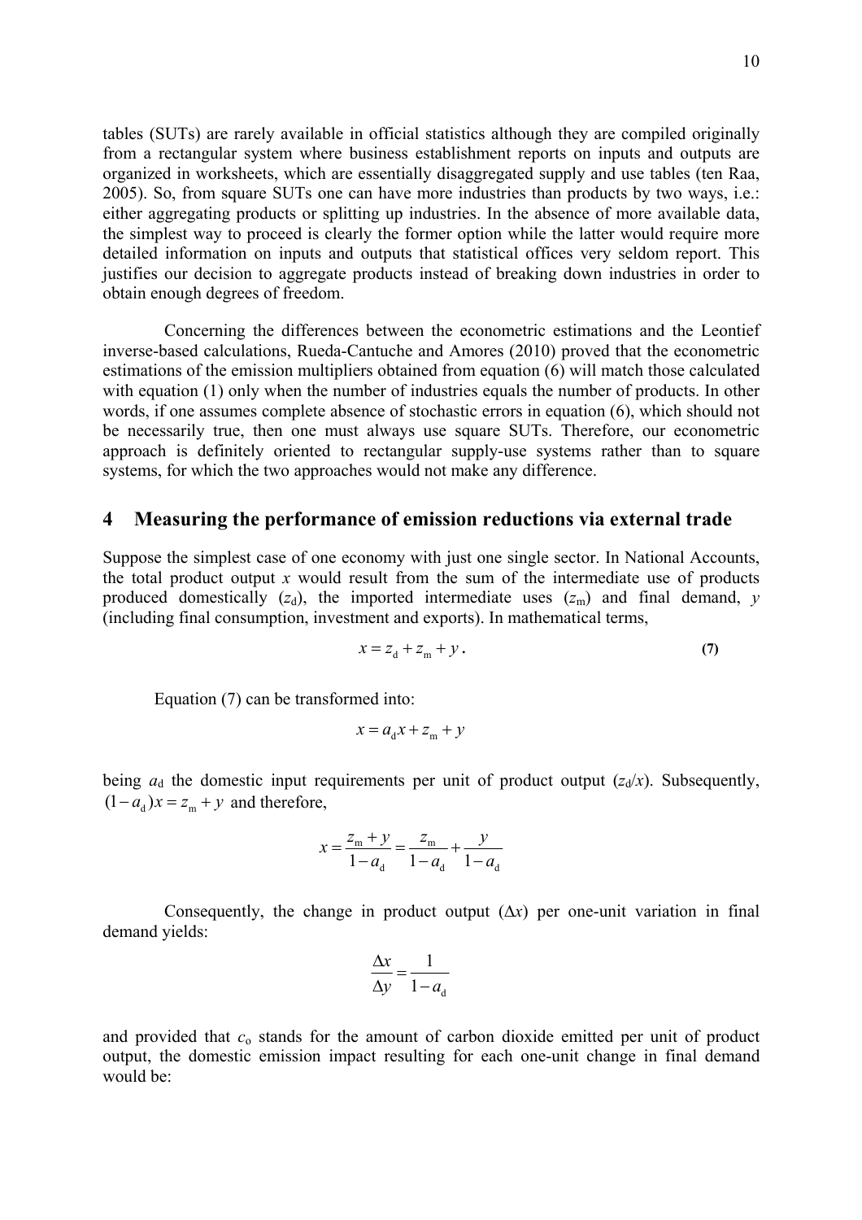tables (SUTs) are rarely available in official statistics although they are compiled originally from a rectangular system where business establishment reports on inputs and outputs are organized in worksheets, which are essentially disaggregated supply and use tables (ten Raa, 2005). So, from square SUTs one can have more industries than products by two ways, i.e.: either aggregating products or splitting up industries. In the absence of more available data, the simplest way to proceed is clearly the former option while the latter would require more detailed information on inputs and outputs that statistical offices very seldom report. This justifies our decision to aggregate products instead of breaking down industries in order to obtain enough degrees of freedom.

Concerning the differences between the econometric estimations and the Leontief inverse-based calculations, Rueda-Cantuche and Amores (2010) proved that the econometric estimations of the emission multipliers obtained from equation (6) will match those calculated with equation (1) only when the number of industries equals the number of products. In other words, if one assumes complete absence of stochastic errors in equation (6), which should not be necessarily true, then one must always use square SUTs. Therefore, our econometric approach is definitely oriented to rectangular supply-use systems rather than to square systems, for which the two approaches would not make any difference.

## 4 Measuring the performance of emission reductions via external trade

Suppose the simplest case of one economy with just one single sector. In National Accounts, the total product output $x$ would result from the sum of the intermediate use of products produced domestically ($z_d$), the imported intermediate uses ($z_m$) and final demand, $y$ (including final consumption, investment and exports). In mathematical terms,

$$x = z_d + z_m + y \,. \tag{7}$$

Equation (7) can be transformed into:

$$x = a_d x + z_m + y$$

being $a_d$ the domestic input requirements per unit of product output ($z_d/x$). Subsequently, $(1-a_d)x = z_m + y$ and therefore,

$$x = \frac{z_m + y}{1-a_d} = \frac{z_m}{1-a_d} + \frac{y}{1-a_d}$$

Consequently, the change in product output ($\Delta x$) per one-unit variation in final demand yields:

$$\frac{\Delta x}{\Delta y} = \frac{1}{1-a_d}$$

and provided that $c_o$ stands for the amount of carbon dioxide emitted per unit of product output, the domestic emission impact resulting for each one-unit change in final demand would be: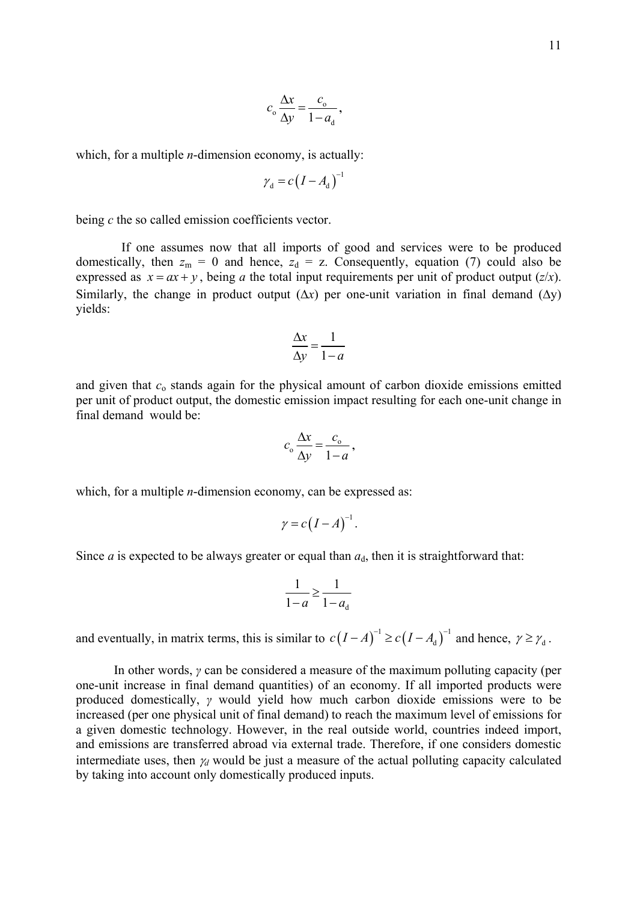$$c_{\mathrm{o}} \frac{\Delta x}{\Delta y} = \frac{c_{\mathrm{o}}}{1 - a_{\mathrm{d}}},$$

which, for a multiple *n*-dimension economy, is actually:

$$\gamma_{\mathrm{d}} = c\left(I - A_{\mathrm{d}}\right)^{-1}$$

being *c* the so called emission coefficients vector.

If one assumes now that all imports of good and services were to be produced domestically, then $z_{\mathrm{m}} = 0$ and hence, $z_{\mathrm{d}} = z$. Consequently, equation (7) could also be expressed as $x = ax + y$, being *a* the total input requirements per unit of product output ($z/x$). Similarly, the change in product output ($\Delta x$) per one-unit variation in final demand ($\Delta y$) yields:

$$\frac{\Delta x}{\Delta y} = \frac{1}{1 - a}$$

and given that $c_{\mathrm{o}}$ stands again for the physical amount of carbon dioxide emissions emitted per unit of product output, the domestic emission impact resulting for each one-unit change in final demand would be:

$$c_{\mathrm{o}} \frac{\Delta x}{\Delta y} = \frac{c_{\mathrm{o}}}{1 - a},$$

which, for a multiple *n*-dimension economy, can be expressed as:

$$\gamma = c\left(I - A\right)^{-1}.$$

Since *a* is expected to be always greater or equal than $a_{\mathrm{d}}$, then it is straightforward that:

$$\frac{1}{1 - a} \geq \frac{1}{1 - a_{\mathrm{d}}}$$

and eventually, in matrix terms, this is similar to $c\left(I - A\right)^{-1} \geq c\left(I - A_{\mathrm{d}}\right)^{-1}$ and hence, $\gamma \geq \gamma_{\mathrm{d}}$.

In other words, $\gamma$ can be considered a measure of the maximum polluting capacity (per one-unit increase in final demand quantities) of an economy. If all imported products were produced domestically, $\gamma$ would yield how much carbon dioxide emissions were to be increased (per one physical unit of final demand) to reach the maximum level of emissions for a given domestic technology. However, in the real outside world, countries indeed import, and emissions are transferred abroad via external trade. Therefore, if one considers domestic intermediate uses, then $\gamma_d$ would be just a measure of the actual polluting capacity calculated by taking into account only domestically produced inputs.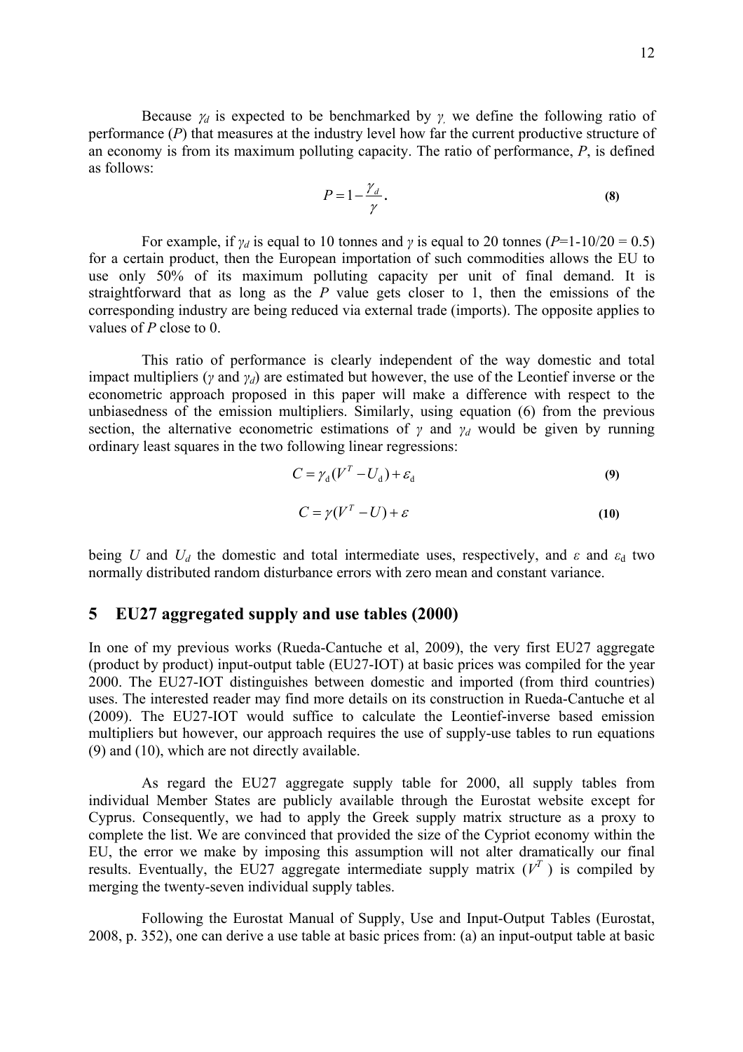Because $\gamma_d$ is expected to be benchmarked by $\gamma$, we define the following ratio of performance ($P$) that measures at the industry level how far the current productive structure of an economy is from its maximum polluting capacity. The ratio of performance, $P$, is defined as follows:

$$P = 1 - \frac{\gamma_d}{\gamma}. \tag{8}$$

For example, if $\gamma_d$ is equal to 10 tonnes and $\gamma$ is equal to 20 tonnes ($P$=1-10/20 = 0.5) for a certain product, then the European importation of such commodities allows the EU to use only 50% of its maximum polluting capacity per unit of final demand. It is straightforward that as long as the $P$ value gets closer to 1, then the emissions of the corresponding industry are being reduced via external trade (imports). The opposite applies to values of $P$ close to 0.

This ratio of performance is clearly independent of the way domestic and total impact multipliers ($\gamma$ and $\gamma_d$) are estimated but however, the use of the Leontief inverse or the econometric approach proposed in this paper will make a difference with respect to the unbiasedness of the emission multipliers. Similarly, using equation (6) from the previous section, the alternative econometric estimations of $\gamma$ and $\gamma_d$ would be given by running ordinary least squares in the two following linear regressions:

$$C = \gamma_{\mathrm{d}}(V^T - U_{\mathrm{d}}) + \varepsilon_{\mathrm{d}} \tag{9}$$

$$C = \gamma(V^T - U) + \varepsilon \tag{10}$$

being $U$ and $U_d$ the domestic and total intermediate uses, respectively, and $\varepsilon$ and $\varepsilon_{\mathrm{d}}$ two normally distributed random disturbance errors with zero mean and constant variance.

## 5 EU27 aggregated supply and use tables (2000)

In one of my previous works (Rueda-Cantuche et al, 2009), the very first EU27 aggregate (product by product) input-output table (EU27-IOT) at basic prices was compiled for the year 2000. The EU27-IOT distinguishes between domestic and imported (from third countries) uses. The interested reader may find more details on its construction in Rueda-Cantuche et al (2009). The EU27-IOT would suffice to calculate the Leontief-inverse based emission multipliers but however, our approach requires the use of supply-use tables to run equations (9) and (10), which are not directly available.

As regard the EU27 aggregate supply table for 2000, all supply tables from individual Member States are publicly available through the Eurostat website except for Cyprus. Consequently, we had to apply the Greek supply matrix structure as a proxy to complete the list. We are convinced that provided the size of the Cypriot economy within the EU, the error we make by imposing this assumption will not alter dramatically our final results. Eventually, the EU27 aggregate intermediate supply matrix ($V^T$ ) is compiled by merging the twenty-seven individual supply tables.

Following the Eurostat Manual of Supply, Use and Input-Output Tables (Eurostat, 2008, p. 352), one can derive a use table at basic prices from: (a) an input-output table at basic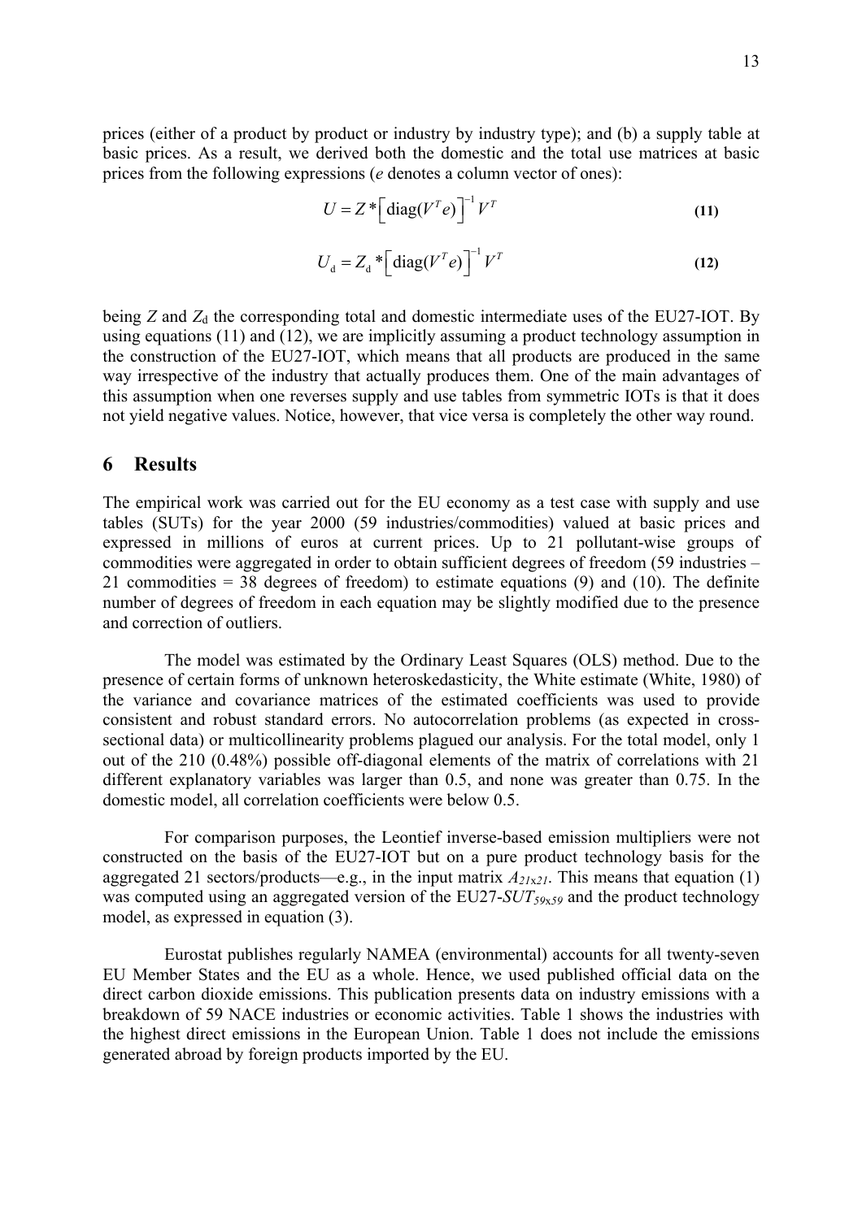prices (either of a product by product or industry by industry type); and (b) a supply table at basic prices. As a result, we derived both the domestic and the total use matrices at basic prices from the following expressions ($e$ denotes a column vector of ones):

$$U = Z * \left[\text{diag}(V^T e)\right]^{-1} V^T \tag{11}$$

$$U_{\text{d}} = Z_{\text{d}} * \left[\text{diag}(V^T e)\right]^{-1} V^T \tag{12}$$

being $Z$ and $Z_{\text{d}}$ the corresponding total and domestic intermediate uses of the EU27-IOT. By using equations (11) and (12), we are implicitly assuming a product technology assumption in the construction of the EU27-IOT, which means that all products are produced in the same way irrespective of the industry that actually produces them. One of the main advantages of this assumption when one reverses supply and use tables from symmetric IOTs is that it does not yield negative values. Notice, however, that vice versa is completely the other way round.

# 6 Results

The empirical work was carried out for the EU economy as a test case with supply and use tables (SUTs) for the year 2000 (59 industries/commodities) valued at basic prices and expressed in millions of euros at current prices. Up to 21 pollutant-wise groups of commodities were aggregated in order to obtain sufficient degrees of freedom (59 industries – 21 commodities = 38 degrees of freedom) to estimate equations (9) and (10). The definite number of degrees of freedom in each equation may be slightly modified due to the presence and correction of outliers.

The model was estimated by the Ordinary Least Squares (OLS) method. Due to the presence of certain forms of unknown heteroskedasticity, the White estimate (White, 1980) of the variance and covariance matrices of the estimated coefficients was used to provide consistent and robust standard errors. No autocorrelation problems (as expected in cross-sectional data) or multicollinearity problems plagued our analysis. For the total model, only 1 out of the 210 (0.48%) possible off-diagonal elements of the matrix of correlations with 21 different explanatory variables was larger than 0.5, and none was greater than 0.75. In the domestic model, all correlation coefficients were below 0.5.

For comparison purposes, the Leontief inverse-based emission multipliers were not constructed on the basis of the EU27-IOT but on a pure product technology basis for the aggregated 21 sectors/products—e.g., in the input matrix $A_{21x21}$. This means that equation (1) was computed using an aggregated version of the EU27-$SUT_{59x59}$ and the product technology model, as expressed in equation (3).

Eurostat publishes regularly NAMEA (environmental) accounts for all twenty-seven EU Member States and the EU as a whole. Hence, we used published official data on the direct carbon dioxide emissions. This publication presents data on industry emissions with a breakdown of 59 NACE industries or economic activities. Table 1 shows the industries with the highest direct emissions in the European Union. Table 1 does not include the emissions generated abroad by foreign products imported by the EU.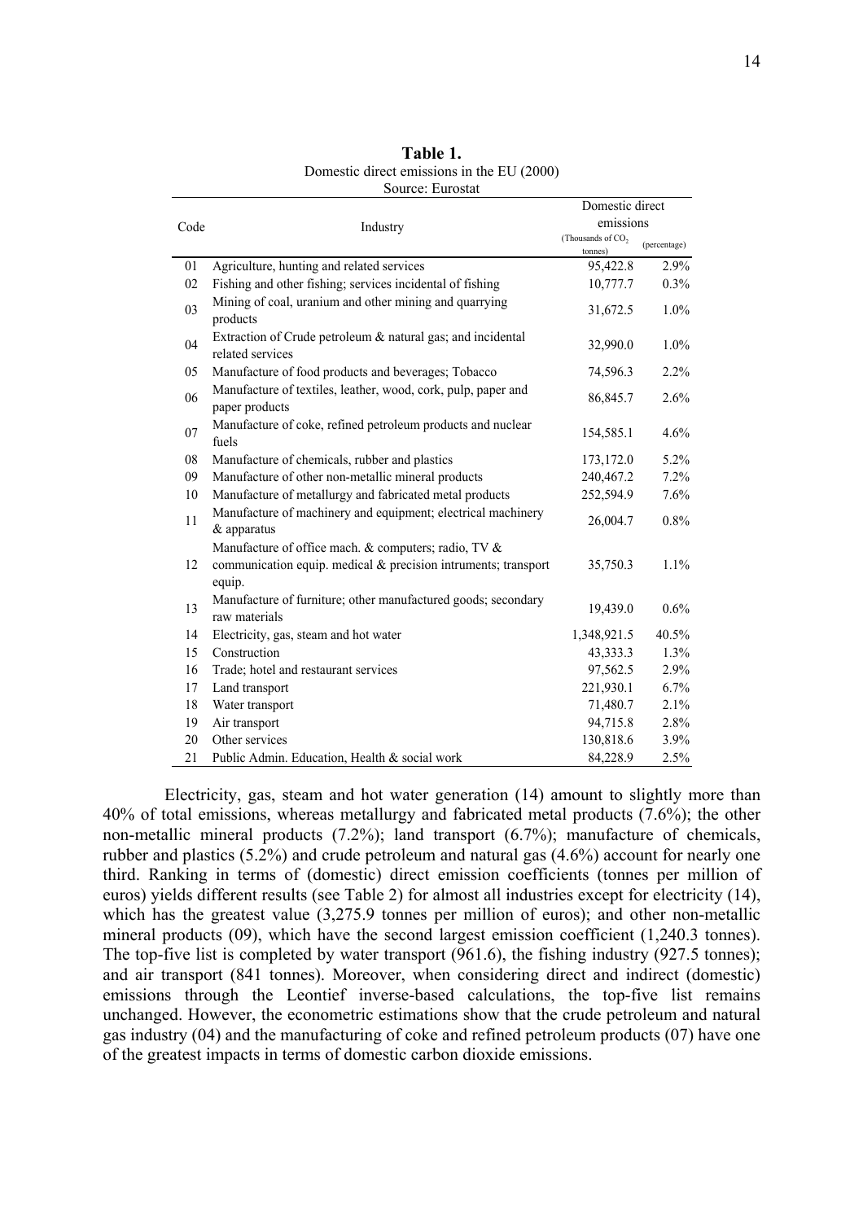**Table 1.**
Domestic direct emissions in the EU (2000)
Source: Eurostat

| Code | Industry | Domestic direct emissions | |
|---|---|---|---|
| | | (Thousands of $CO_2$ tonnes) | (percentage) |
| 01 | Agriculture, hunting and related services | 95,422.8 | 2.9% |
| 02 | Fishing and other fishing; services incidental of fishing | 10,777.7 | 0.3% |
| 03 | Mining of coal, uranium and other mining and quarrying products | 31,672.5 | 1.0% |
| 04 | Extraction of Crude petroleum & natural gas; and incidental related services | 32,990.0 | 1.0% |
| 05 | Manufacture of food products and beverages; Tobacco | 74,596.3 | 2.2% |
| 06 | Manufacture of textiles, leather, wood, cork, pulp, paper and paper products | 86,845.7 | 2.6% |
| 07 | Manufacture of coke, refined petroleum products and nuclear fuels | 154,585.1 | 4.6% |
| 08 | Manufacture of chemicals, rubber and plastics | 173,172.0 | 5.2% |
| 09 | Manufacture of other non-metallic mineral products | 240,467.2 | 7.2% |
| 10 | Manufacture of metallurgy and fabricated metal products | 252,594.9 | 7.6% |
| 11 | Manufacture of machinery and equipment; electrical machinery & apparatus | 26,004.7 | 0.8% |
| 12 | Manufacture of office mach. & computers; radio, TV & communication equip. medical & precision intruments; transport equip. | 35,750.3 | 1.1% |
| 13 | Manufacture of furniture; other manufactured goods; secondary raw materials | 19,439.0 | 0.6% |
| 14 | Electricity, gas, steam and hot water | 1,348,921.5 | 40.5% |
| 15 | Construction | 43,333.3 | 1.3% |
| 16 | Trade; hotel and restaurant services | 97,562.5 | 2.9% |
| 17 | Land transport | 221,930.1 | 6.7% |
| 18 | Water transport | 71,480.7 | 2.1% |
| 19 | Air transport | 94,715.8 | 2.8% |
| 20 | Other services | 130,818.6 | 3.9% |
| 21 | Public Admin. Education, Health & social work | 84,228.9 | 2.5% |

Electricity, gas, steam and hot water generation (14) amount to slightly more than 40% of total emissions, whereas metallurgy and fabricated metal products (7.6%); the other non-metallic mineral products (7.2%); land transport (6.7%); manufacture of chemicals, rubber and plastics (5.2%) and crude petroleum and natural gas (4.6%) account for nearly one third. Ranking in terms of (domestic) direct emission coefficients (tonnes per million of euros) yields different results (see Table 2) for almost all industries except for electricity (14), which has the greatest value (3,275.9 tonnes per million of euros); and other non-metallic mineral products (09), which have the second largest emission coefficient (1,240.3 tonnes). The top-five list is completed by water transport (961.6), the fishing industry (927.5 tonnes); and air transport (841 tonnes). Moreover, when considering direct and indirect (domestic) emissions through the Leontief inverse-based calculations, the top-five list remains unchanged. However, the econometric estimations show that the crude petroleum and natural gas industry (04) and the manufacturing of coke and refined petroleum products (07) have one of the greatest impacts in terms of domestic carbon dioxide emissions.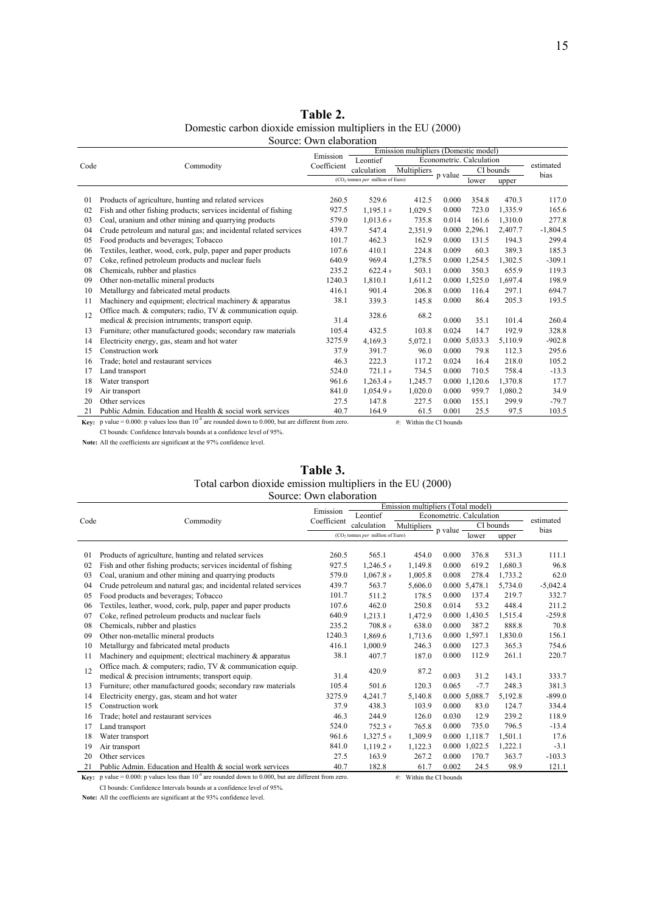## Table 2.

Domestic carbon dioxide emission multipliers in the EU (2000)

Source: Own elaboration

| Code | Commodity | Emission Coefficient | Emission multipliers (Domestic model) Leontief calculation | Econometric. Calculation Multipliers | p value | CI bounds lower | CI bounds upper | estimated bias |
|---|---|---|---|---|---|---|---|---|
| | | | ($CO_2$ tonnes *per* million of Euro) | | | | | |
| 01 | Products of agriculture, hunting and related services | 260.5 | 529.6 | 412.5 | 0.000 | 354.8 | 470.3 | 117.0 |
| 02 | Fish and other fishing products; services incidental of fishing | 927.5 | 1,195.1 # | 1,029.5 | 0.000 | 723.0 | 1,335.9 | 165.6 |
| 03 | Coal, uranium and other mining and quarrying products | 579.0 | 1,013.6 # | 735.8 | 0.014 | 161.6 | 1,310.0 | 277.8 |
| 04 | Crude petroleum and natural gas; and incidental related services | 439.7 | 547.4 | 2,351.9 | 0.000 | 2,296.1 | 2,407.7 | -1,804.5 |
| 05 | Food products and beverages; Tobacco | 101.7 | 462.3 | 162.9 | 0.000 | 131.5 | 194.3 | 299.4 |
| 06 | Textiles, leather, wood, cork, pulp, paper and paper products | 107.6 | 410.1 | 224.8 | 0.009 | 60.3 | 389.3 | 185.3 |
| 07 | Coke, refined petroleum products and nuclear fuels | 640.9 | 969.4 | 1,278.5 | 0.000 | 1,254.5 | 1,302.5 | -309.1 |
| 08 | Chemicals, rubber and plastics | 235.2 | 622.4 # | 503.1 | 0.000 | 350.3 | 655.9 | 119.3 |
| 09 | Other non-metallic mineral products | 1240.3 | 1,810.1 | 1,611.2 | 0.000 | 1,525.0 | 1,697.4 | 198.9 |
| 10 | Metallurgy and fabricated metal products | 416.1 | 901.4 | 206.8 | 0.000 | 116.4 | 297.1 | 694.7 |
| 11 | Machinery and equipment; electrical machinery & apparatus | 38.1 | 339.3 | 145.8 | 0.000 | 86.4 | 205.3 | 193.5 |
| 12 | Office mach. & computers; radio, TV & communication equip. medical & precision intruments; transport equip. | 31.4 | 328.6 | 68.2 | 0.000 | 35.1 | 101.4 | 260.4 |
| 13 | Furniture; other manufactured goods; secondary raw materials | 105.4 | 432.5 | 103.8 | 0.024 | 14.7 | 192.9 | 328.8 |
| 14 | Electricity energy, gas, steam and hot water | 3275.9 | 4,169.3 | 5,072.1 | 0.000 | 5,033.3 | 5,110.9 | -902.8 |
| 15 | Construction work | 37.9 | 391.7 | 96.0 | 0.000 | 79.8 | 112.3 | 295.6 |
| 16 | Trade; hotel and restaurant services | 46.3 | 222.3 | 117.2 | 0.024 | 16.4 | 218.0 | 105.2 |
| 17 | Land transport | 524.0 | 721.1 # | 734.5 | 0.000 | 710.5 | 758.4 | -13.3 |
| 18 | Water transport | 961.6 | 1,263.4 # | 1,245.7 | 0.000 | 1,120.6 | 1,370.8 | 17.7 |
| 19 | Air transport | 841.0 | 1,054.9 # | 1,020.0 | 0.000 | 959.7 | 1,080.2 | 34.9 |
| 20 | Other services | 27.5 | 147.8 | 227.5 | 0.000 | 155.1 | 299.9 | -79.7 |
| 21 | Public Admin. Education and Health & social work services | 40.7 | 164.9 | 61.5 | 0.001 | 25.5 | 97.5 | 103.5 |

**Key:** p value = 0.000: p values less than $10^{-4}$ are rounded down to 0.000, but are different from zero. #: Within the CI bounds

CI bounds: Confidence Intervals bounds at a confidence level of 95%.

**Note:** All the coefficients are significant at the 97% confidence level.

## Table 3.

Total carbon dioxide emission multipliers in the EU (2000)

Source: Own elaboration

| Code | Commodity | Emission Coefficient | Emission multipliers (Total model) Leontief calculation | Econometric. Calculation Multipliers | p value | CI bounds lower | CI bounds upper | estimated bias |
|---|---|---|---|---|---|---|---|---|
| | | | ($CO_2$ tonnes *per* million of Euro) | | | | | |
| 01 | Products of agriculture, hunting and related services | 260.5 | 565.1 | 454.0 | 0.000 | 376.8 | 531.3 | 111.1 |
| 02 | Fish and other fishing products; services incidental of fishing | 927.5 | 1,246.5 # | 1,149.8 | 0.000 | 619.2 | 1,680.3 | 96.8 |
| 03 | Coal, uranium and other mining and quarrying products | 579.0 | 1,067.8 # | 1,005.8 | 0.008 | 278.4 | 1,733.2 | 62.0 |
| 04 | Crude petroleum and natural gas; and incidental related services | 439.7 | 563.7 | 5,606.0 | 0.000 | 5,478.1 | 5,734.0 | -5,042.4 |
| 05 | Food products and beverages; Tobacco | 101.7 | 511.2 | 178.5 | 0.000 | 137.4 | 219.7 | 332.7 |
| 06 | Textiles, leather, wood, cork, pulp, paper and paper products | 107.6 | 462.0 | 250.8 | 0.014 | 53.2 | 448.4 | 211.2 |
| 07 | Coke, refined petroleum products and nuclear fuels | 640.9 | 1,213.1 | 1,472.9 | 0.000 | 1,430.5 | 1,515.4 | -259.8 |
| 08 | Chemicals, rubber and plastics | 235.2 | 708.8 # | 638.0 | 0.000 | 387.2 | 888.8 | 70.8 |
| 09 | Other non-metallic mineral products | 1240.3 | 1,869.6 | 1,713.6 | 0.000 | 1,597.1 | 1,830.0 | 156.1 |
| 10 | Metallurgy and fabricated metal products | 416.1 | 1,000.9 | 246.3 | 0.000 | 127.3 | 365.3 | 754.6 |
| 11 | Machinery and equipment; electrical machinery & apparatus | 38.1 | 407.7 | 187.0 | 0.000 | 112.9 | 261.1 | 220.7 |
| 12 | Office mach. & computers; radio, TV & communication equip. medical & precision intruments; transport equip. | 31.4 | 420.9 | 87.2 | 0.003 | 31.2 | 143.1 | 333.7 |
| 13 | Furniture; other manufactured goods; secondary raw materials | 105.4 | 501.6 | 120.3 | 0.065 | -7.7 | 248.3 | 381.3 |
| 14 | Electricity energy, gas, steam and hot water | 3275.9 | 4,241.7 | 5,140.8 | 0.000 | 5,088.7 | 5,192.8 | -899.0 |
| 15 | Construction work | 37.9 | 438.3 | 103.9 | 0.000 | 83.0 | 124.7 | 334.4 |
| 16 | Trade; hotel and restaurant services | 46.3 | 244.9 | 126.0 | 0.030 | 12.9 | 239.2 | 118.9 |
| 17 | Land transport | 524.0 | 752.3 # | 765.8 | 0.000 | 735.0 | 796.5 | -13.4 |
| 18 | Water transport | 961.6 | 1,327.5 # | 1,309.9 | 0.000 | 1,118.7 | 1,501.1 | 17.6 |
| 19 | Air transport | 841.0 | 1,119.2 # | 1,122.3 | 0.000 | 1,022.5 | 1,222.1 | -3.1 |
| 20 | Other services | 27.5 | 163.9 | 267.2 | 0.000 | 170.7 | 363.7 | -103.3 |
| 21 | Public Admin. Education and Health & social work services | 40.7 | 182.8 | 61.7 | 0.002 | 24.5 | 98.9 | 121.1 |

**Key:** p value = 0.000: p values less than $10^{-4}$ are rounded down to 0.000, but are different from zero. #: Within the CI bounds

CI bounds: Confidence Intervals bounds at a confidence level of 95%.

**Note:** All the coefficients are significant at the 93% confidence level.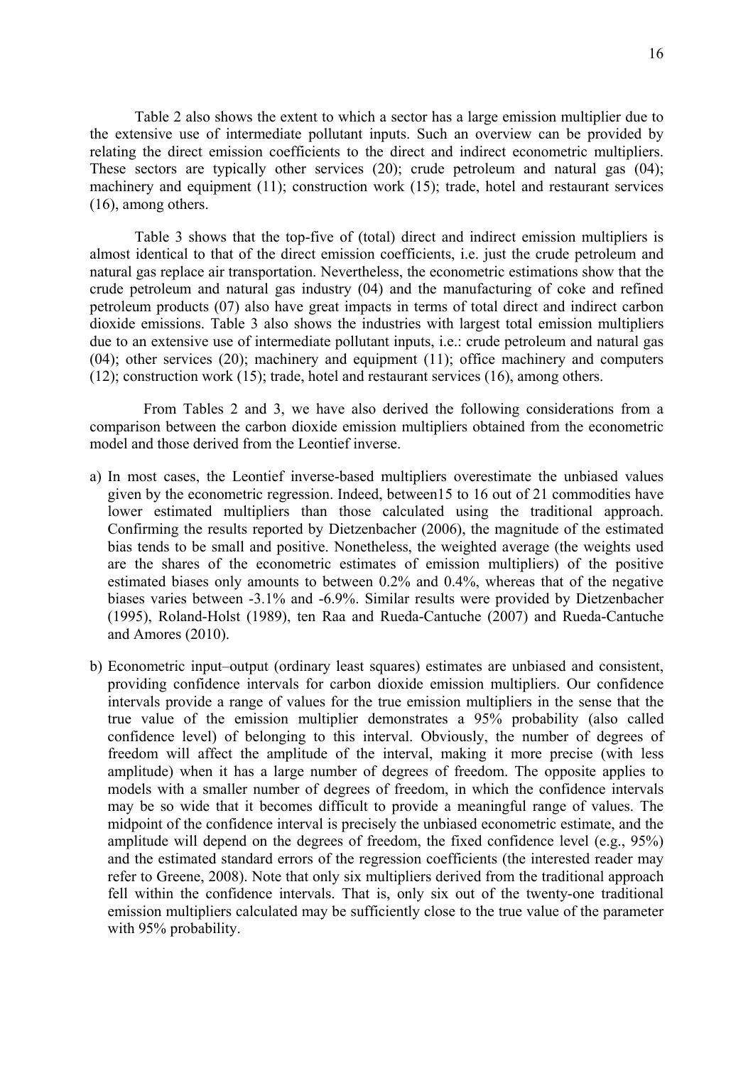Table 2 also shows the extent to which a sector has a large emission multiplier due to the extensive use of intermediate pollutant inputs. Such an overview can be provided by relating the direct emission coefficients to the direct and indirect econometric multipliers. These sectors are typically other services (20); crude petroleum and natural gas (04); machinery and equipment (11); construction work (15); trade, hotel and restaurant services (16), among others.

Table 3 shows that the top-five of (total) direct and indirect emission multipliers is almost identical to that of the direct emission coefficients, i.e. just the crude petroleum and natural gas replace air transportation. Nevertheless, the econometric estimations show that the crude petroleum and natural gas industry (04) and the manufacturing of coke and refined petroleum products (07) also have great impacts in terms of total direct and indirect carbon dioxide emissions. Table 3 also shows the industries with largest total emission multipliers due to an extensive use of intermediate pollutant inputs, i.e.: crude petroleum and natural gas (04); other services (20); machinery and equipment (11); office machinery and computers (12); construction work (15); trade, hotel and restaurant services (16), among others.

From Tables 2 and 3, we have also derived the following considerations from a comparison between the carbon dioxide emission multipliers obtained from the econometric model and those derived from the Leontief inverse.

a) In most cases, the Leontief inverse-based multipliers overestimate the unbiased values given by the econometric regression. Indeed, between15 to 16 out of 21 commodities have lower estimated multipliers than those calculated using the traditional approach. Confirming the results reported by Dietzenbacher (2006), the magnitude of the estimated bias tends to be small and positive. Nonetheless, the weighted average (the weights used are the shares of the econometric estimates of emission multipliers) of the positive estimated biases only amounts to between 0.2% and 0.4%, whereas that of the negative biases varies between -3.1% and -6.9%. Similar results were provided by Dietzenbacher (1995), Roland-Holst (1989), ten Raa and Rueda-Cantuche (2007) and Rueda-Cantuche and Amores (2010).

b) Econometric input–output (ordinary least squares) estimates are unbiased and consistent, providing confidence intervals for carbon dioxide emission multipliers. Our confidence intervals provide a range of values for the true emission multipliers in the sense that the true value of the emission multiplier demonstrates a 95% probability (also called confidence level) of belonging to this interval. Obviously, the number of degrees of freedom will affect the amplitude of the interval, making it more precise (with less amplitude) when it has a large number of degrees of freedom. The opposite applies to models with a smaller number of degrees of freedom, in which the confidence intervals may be so wide that it becomes difficult to provide a meaningful range of values. The midpoint of the confidence interval is precisely the unbiased econometric estimate, and the amplitude will depend on the degrees of freedom, the fixed confidence level (e.g., 95%) and the estimated standard errors of the regression coefficients (the interested reader may refer to Greene, 2008). Note that only six multipliers derived from the traditional approach fell within the confidence intervals. That is, only six out of the twenty-one traditional emission multipliers calculated may be sufficiently close to the true value of the parameter with 95% probability.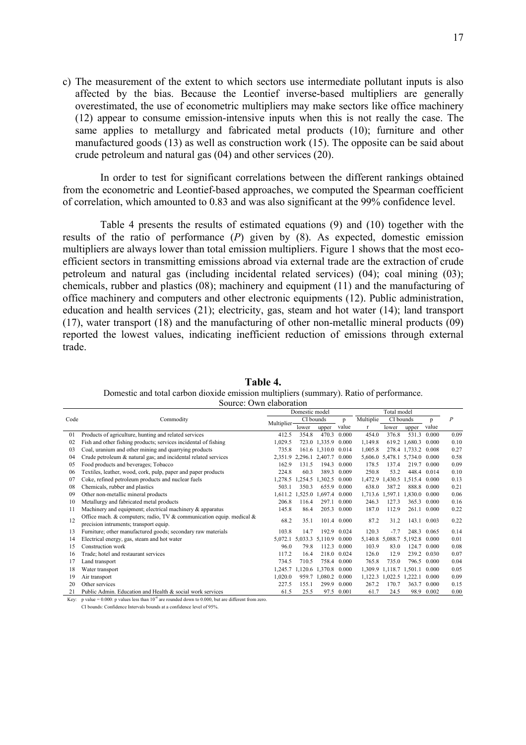c) The measurement of the extent to which sectors use intermediate pollutant inputs is also affected by the bias. Because the Leontief inverse-based multipliers are generally overestimated, the use of econometric multipliers may make sectors like office machinery (12) appear to consume emission-intensive inputs when this is not really the case. The same applies to metallurgy and fabricated metal products (10); furniture and other manufactured goods (13) as well as construction work (15). The opposite can be said about crude petroleum and natural gas (04) and other services (20).

In order to test for significant correlations between the different rankings obtained from the econometric and Leontief-based approaches, we computed the Spearman coefficient of correlation, which amounted to 0.83 and was also significant at the 99% confidence level.

Table 4 presents the results of estimated equations (9) and (10) together with the results of the ratio of performance (*P*) given by (8). As expected, domestic emission multipliers are always lower than total emission multipliers. Figure 1 shows that the most eco-efficient sectors in transmitting emissions abroad via external trade are the extraction of crude petroleum and natural gas (including incidental related services) (04); coal mining (03); chemicals, rubber and plastics (08); machinery and equipment (11) and the manufacturing of office machinery and computers and other electronic equipments (12). Public administration, education and health services (21); electricity, gas, steam and hot water (14); land transport (17), water transport (18) and the manufacturing of other non-metallic mineral products (09) reported the lowest values, indicating inefficient reduction of emissions through external trade.

**Table 4.**
Domestic and total carbon dioxide emission multipliers (summary). Ratio of performance.
Source: Own elaboration

| Code | Commodity | Domestic model | | | | Total model | | | | *P* |
|---|---|---|---|---|---|---|---|---|---|---|
| | | Multiplier | CI bounds | | p | Multiplier | CI bounds | | p | |
| | | | lower | upper | value | | lower | upper | value | |
| 01 | Products of agriculture, hunting and related services | 412.5 | 354.8 | 470.3 | 0.000 | 454.0 | 376.8 | 531.3 | 0.000 | 0.09 |
| 02 | Fish and other fishing products; services incidental of fishing | 1,029.5 | 723.0 | 1,335.9 | 0.000 | 1,149.8 | 619.2 | 1,680.3 | 0.000 | 0.10 |
| 03 | Coal, uranium and other mining and quarrying products | 735.8 | 161.6 | 1,310.0 | 0.014 | 1,005.8 | 278.4 | 1,733.2 | 0.008 | 0.27 |
| 04 | Crude petroleum & natural gas; and incidental related services | 2,351.9 | 2,296.1 | 2,407.7 | 0.000 | 5,606.0 | 5,478.1 | 5,734.0 | 0.000 | 0.58 |
| 05 | Food products and beverages; Tobacco | 162.9 | 131.5 | 194.3 | 0.000 | 178.5 | 137.4 | 219.7 | 0.000 | 0.09 |
| 06 | Textiles, leather, wood, cork, pulp, paper and paper products | 224.8 | 60.3 | 389.3 | 0.009 | 250.8 | 53.2 | 448.4 | 0.014 | 0.10 |
| 07 | Coke, refined petroleum products and nuclear fuels | 1,278.5 | 1,254.5 | 1,302.5 | 0.000 | 1,472.9 | 1,430.5 | 1,515.4 | 0.000 | 0.13 |
| 08 | Chemicals, rubber and plastics | 503.1 | 350.3 | 655.9 | 0.000 | 638.0 | 387.2 | 888.8 | 0.000 | 0.21 |
| 09 | Other non-metallic mineral products | 1,611.2 | 1,525.0 | 1,697.4 | 0.000 | 1,713.6 | 1,597.1 | 1,830.0 | 0.000 | 0.06 |
| 10 | Metallurgy and fabricated metal products | 206.8 | 116.4 | 297.1 | 0.000 | 246.3 | 127.3 | 365.3 | 0.000 | 0.16 |
| 11 | Machinery and equipment; electrical machinery & apparatus | 145.8 | 86.4 | 205.3 | 0.000 | 187.0 | 112.9 | 261.1 | 0.000 | 0.22 |
| 12 | Office mach. & computers; radio, TV & communication equip. medical & precision intruments; transport equip. | 68.2 | 35.1 | 101.4 | 0.000 | 87.2 | 31.2 | 143.1 | 0.003 | 0.22 |
| 13 | Furniture; other manufactured goods; secondary raw materials | 103.8 | 14.7 | 192.9 | 0.024 | 120.3 | -7.7 | 248.3 | 0.065 | 0.14 |
| 14 | Electrical energy, gas, steam and hot water | 5,072.1 | 5,033.3 | 5,110.9 | 0.000 | 5,140.8 | 5,088.7 | 5,192.8 | 0.000 | 0.01 |
| 15 | Construction work | 96.0 | 79.8 | 112.3 | 0.000 | 103.9 | 83.0 | 124.7 | 0.000 | 0.08 |
| 16 | Trade; hotel and restaurant services | 117.2 | 16.4 | 218.0 | 0.024 | 126.0 | 12.9 | 239.2 | 0.030 | 0.07 |
| 17 | Land transport | 734.5 | 710.5 | 758.4 | 0.000 | 765.8 | 735.0 | 796.5 | 0.000 | 0.04 |
| 18 | Water transport | 1,245.7 | 1,120.6 | 1,370.8 | 0.000 | 1,309.9 | 1,118.7 | 1,501.1 | 0.000 | 0.05 |
| 19 | Air transport | 1,020.0 | 959.7 | 1,080.2 | 0.000 | 1,122.3 | 1,022.5 | 1,222.1 | 0.000 | 0.09 |
| 20 | Other services | 227.5 | 155.1 | 299.9 | 0.000 | 267.2 | 170.7 | 363.7 | 0.000 | 0.15 |
| 21 | Public Admin. Education and Health & social work services | 61.5 | 25.5 | 97.5 | 0.001 | 61.7 | 24.5 | 98.9 | 0.002 | 0.00 |

Key: p value = 0.000: p values less than $10^{-4}$ are rounded down to 0.000, but are different from zero.
CI bounds: Confidence Intervals bounds at a confidence level of 95%.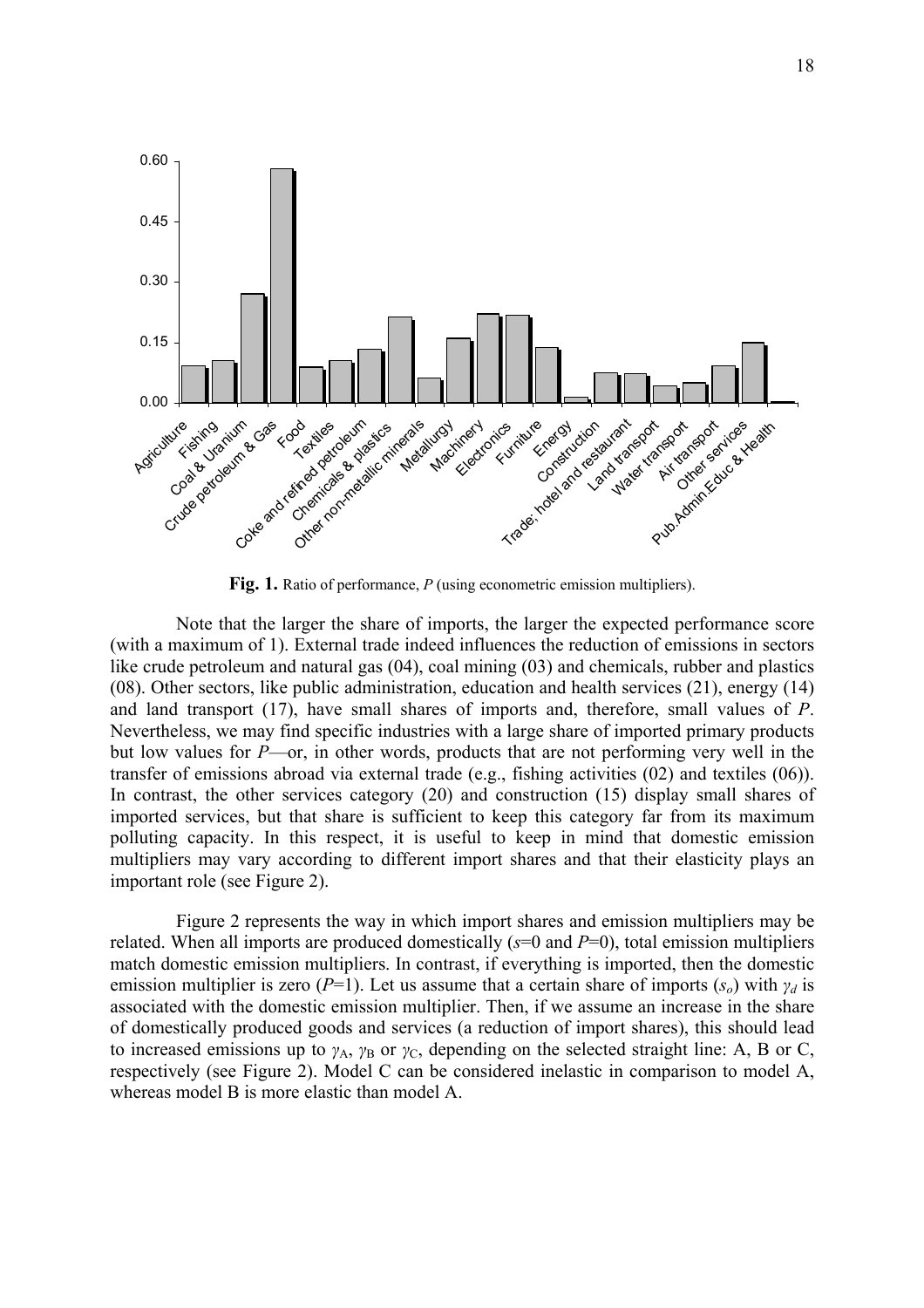0.60
0.45
0.30
0.15
0.00

Agriculture
Fishing
Coal & Uranium
Crude petroleum & Gas
Food
Textiles
Coke and refined petroleum
Chemicals & plastics
Other non-metallic minerals
Metallurgy
Machinery
Electronics
Furniture
Energy
Construction
Trade; hotel and restaurant
Land transport
Water transport
Air transport
Other services
Pub.Admin.Educ & Health

**Fig. 1.** Ratio of performance, *P* (using econometric emission multipliers).

Note that the larger the share of imports, the larger the expected performance score (with a maximum of 1). External trade indeed influences the reduction of emissions in sectors like crude petroleum and natural gas (04), coal mining (03) and chemicals, rubber and plastics (08). Other sectors, like public administration, education and health services (21), energy (14) and land transport (17), have small shares of imports and, therefore, small values of *P*. Nevertheless, we may find specific industries with a large share of imported primary products but low values for *P*—or, in other words, products that are not performing very well in the transfer of emissions abroad via external trade (e.g., fishing activities (02) and textiles (06)). In contrast, the other services category (20) and construction (15) display small shares of imported services, but that share is sufficient to keep this category far from its maximum polluting capacity. In this respect, it is useful to keep in mind that domestic emission multipliers may vary according to different import shares and that their elasticity plays an important role (see Figure 2).

Figure 2 represents the way in which import shares and emission multipliers may be related. When all imports are produced domestically ($s$=0 and $P$=0), total emission multipliers match domestic emission multipliers. In contrast, if everything is imported, then the domestic emission multiplier is zero ($P$=1). Let us assume that a certain share of imports ($s_o$) with $\gamma_d$ is associated with the domestic emission multiplier. Then, if we assume an increase in the share of domestically produced goods and services (a reduction of import shares), this should lead to increased emissions up to $\gamma_A$, $\gamma_B$ or $\gamma_C$, depending on the selected straight line: A, B or C, respectively (see Figure 2). Model C can be considered inelastic in comparison to model A, whereas model B is more elastic than model A.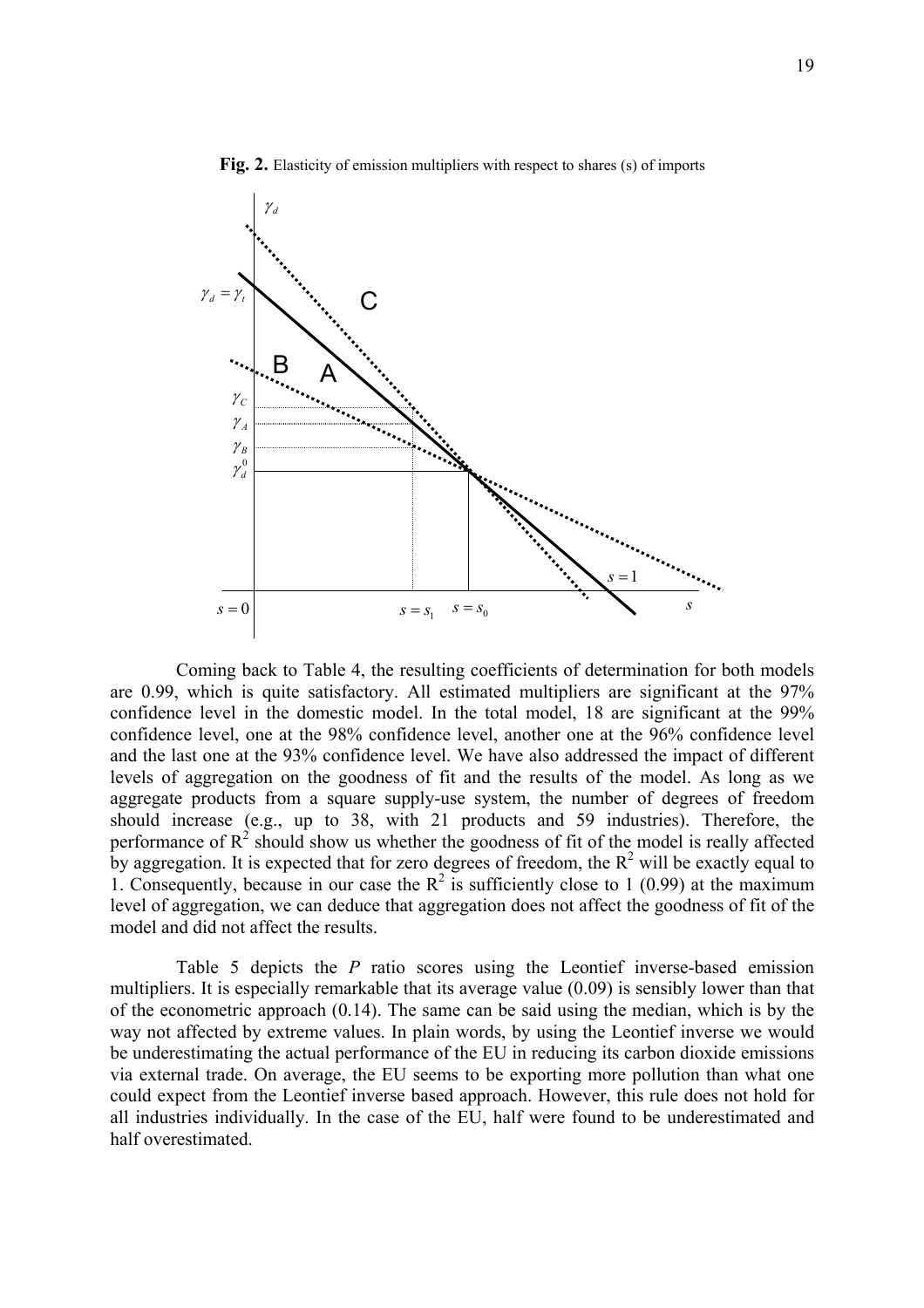**Fig. 2.** Elasticity of emission multipliers with respect to shares (s) of imports

$\gamma_d$

$\gamma_d = \gamma_t$

C

B

A

$\gamma_C$

$\gamma_A$

$\gamma_B$

$\gamma_d^0$

$s = 1$

$s = 0$

$s = s_1$

$s = s_0$

$s$

Coming back to Table 4, the resulting coefficients of determination for both models are 0.99, which is quite satisfactory. All estimated multipliers are significant at the 97% confidence level in the domestic model. In the total model, 18 are significant at the 99% confidence level, one at the 98% confidence level, another one at the 96% confidence level and the last one at the 93% confidence level. We have also addressed the impact of different levels of aggregation on the goodness of fit and the results of the model. As long as we aggregate products from a square supply-use system, the number of degrees of freedom should increase (e.g., up to 38, with 21 products and 59 industries). Therefore, the performance of $R^2$ should show us whether the goodness of fit of the model is really affected by aggregation. It is expected that for zero degrees of freedom, the $R^2$ will be exactly equal to 1. Consequently, because in our case the $R^2$ is sufficiently close to 1 (0.99) at the maximum level of aggregation, we can deduce that aggregation does not affect the goodness of fit of the model and did not affect the results.

Table 5 depicts the *P* ratio scores using the Leontief inverse-based emission multipliers. It is especially remarkable that its average value (0.09) is sensibly lower than that of the econometric approach (0.14). The same can be said using the median, which is by the way not affected by extreme values. In plain words, by using the Leontief inverse we would be underestimating the actual performance of the EU in reducing its carbon dioxide emissions via external trade. On average, the EU seems to be exporting more pollution than what one could expect from the Leontief inverse based approach. However, this rule does not hold for all industries individually. In the case of the EU, half were found to be underestimated and half overestimated.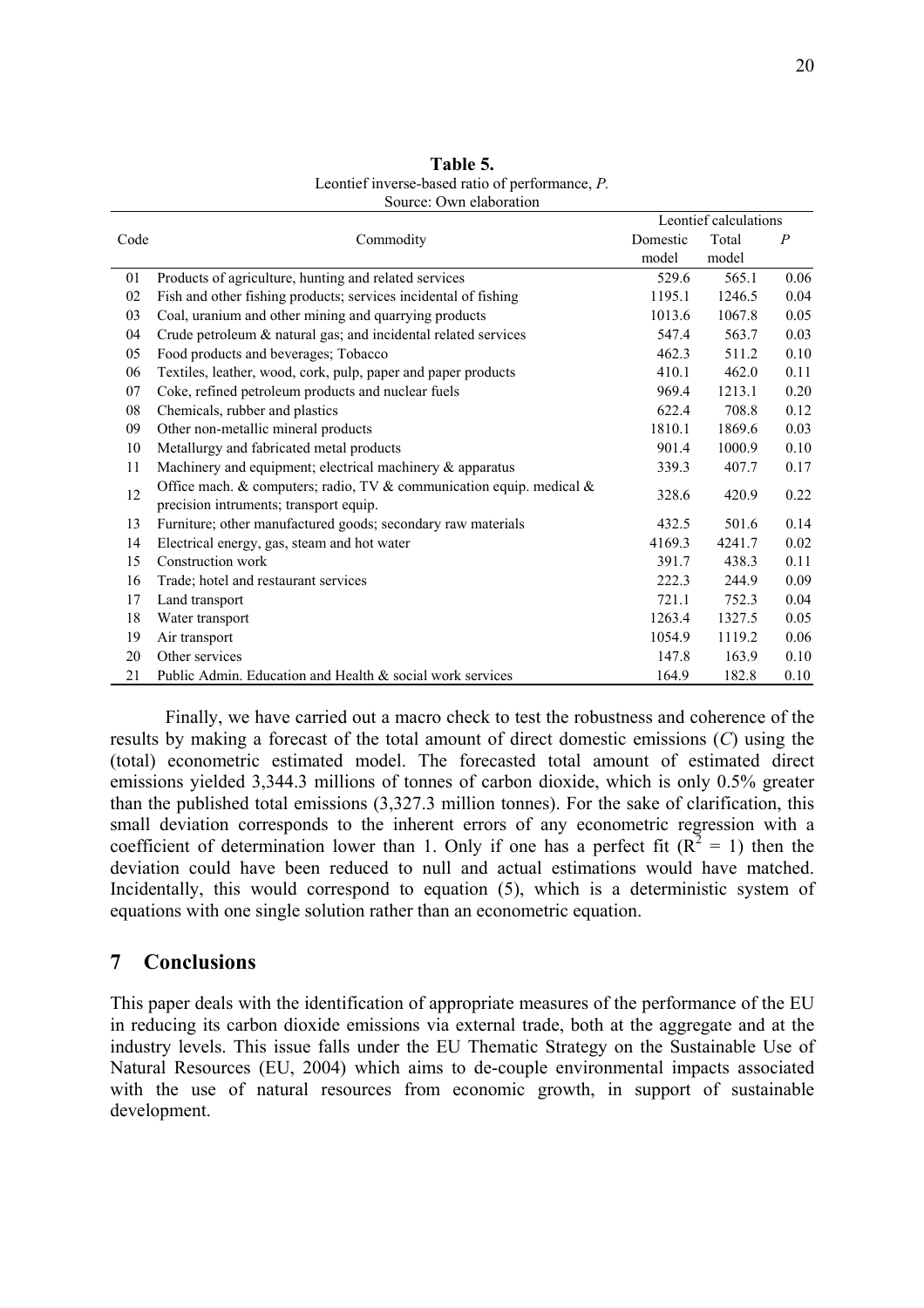**Table 5.**
Leontief inverse-based ratio of performance, *P*.
Source: Own elaboration

| Code | Commodity | Leontief calculations | | |
|---|---|---|---|---|
| | | Domestic model | Total model | *P* |
| 01 | Products of agriculture, hunting and related services | 529.6 | 565.1 | 0.06 |
| 02 | Fish and other fishing products; services incidental of fishing | 1195.1 | 1246.5 | 0.04 |
| 03 | Coal, uranium and other mining and quarrying products | 1013.6 | 1067.8 | 0.05 |
| 04 | Crude petroleum & natural gas; and incidental related services | 547.4 | 563.7 | 0.03 |
| 05 | Food products and beverages; Tobacco | 462.3 | 511.2 | 0.10 |
| 06 | Textiles, leather, wood, cork, pulp, paper and paper products | 410.1 | 462.0 | 0.11 |
| 07 | Coke, refined petroleum products and nuclear fuels | 969.4 | 1213.1 | 0.20 |
| 08 | Chemicals, rubber and plastics | 622.4 | 708.8 | 0.12 |
| 09 | Other non-metallic mineral products | 1810.1 | 1869.6 | 0.03 |
| 10 | Metallurgy and fabricated metal products | 901.4 | 1000.9 | 0.10 |
| 11 | Machinery and equipment; electrical machinery & apparatus | 339.3 | 407.7 | 0.17 |
| 12 | Office mach. & computers; radio, TV & communication equip. medical & precision intruments; transport equip. | 328.6 | 420.9 | 0.22 |
| 13 | Furniture; other manufactured goods; secondary raw materials | 432.5 | 501.6 | 0.14 |
| 14 | Electrical energy, gas, steam and hot water | 4169.3 | 4241.7 | 0.02 |
| 15 | Construction work | 391.7 | 438.3 | 0.11 |
| 16 | Trade; hotel and restaurant services | 222.3 | 244.9 | 0.09 |
| 17 | Land transport | 721.1 | 752.3 | 0.04 |
| 18 | Water transport | 1263.4 | 1327.5 | 0.05 |
| 19 | Air transport | 1054.9 | 1119.2 | 0.06 |
| 20 | Other services | 147.8 | 163.9 | 0.10 |
| 21 | Public Admin. Education and Health & social work services | 164.9 | 182.8 | 0.10 |

Finally, we have carried out a macro check to test the robustness and coherence of the results by making a forecast of the total amount of direct domestic emissions (*C*) using the (total) econometric estimated model. The forecasted total amount of estimated direct emissions yielded 3,344.3 millions of tonnes of carbon dioxide, which is only 0.5% greater than the published total emissions (3,327.3 million tonnes). For the sake of clarification, this small deviation corresponds to the inherent errors of any econometric regression with a coefficient of determination lower than 1. Only if one has a perfect fit ($R^2 = 1$) then the deviation could have been reduced to null and actual estimations would have matched. Incidentally, this would correspond to equation (5), which is a deterministic system of equations with one single solution rather than an econometric equation.

## 7 Conclusions

This paper deals with the identification of appropriate measures of the performance of the EU in reducing its carbon dioxide emissions via external trade, both at the aggregate and at the industry levels. This issue falls under the EU Thematic Strategy on the Sustainable Use of Natural Resources (EU, 2004) which aims to de-couple environmental impacts associated with the use of natural resources from economic growth, in support of sustainable development.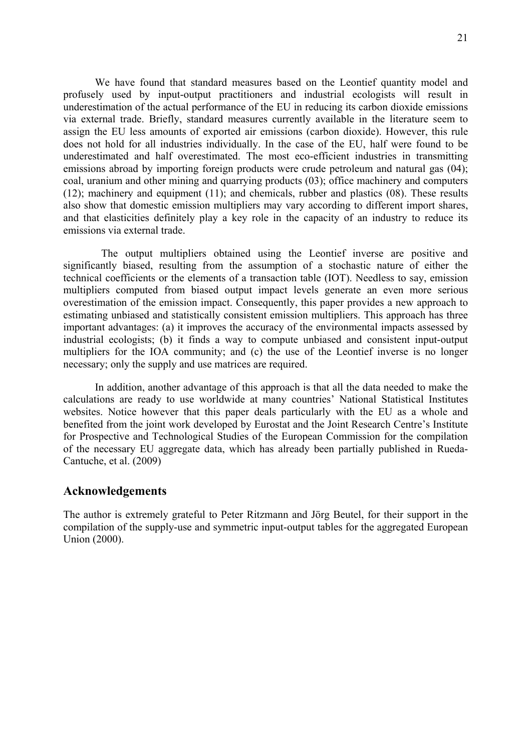We have found that standard measures based on the Leontief quantity model and profusely used by input-output practitioners and industrial ecologists will result in underestimation of the actual performance of the EU in reducing its carbon dioxide emissions via external trade. Briefly, standard measures currently available in the literature seem to assign the EU less amounts of exported air emissions (carbon dioxide). However, this rule does not hold for all industries individually. In the case of the EU, half were found to be underestimated and half overestimated. The most eco-efficient industries in transmitting emissions abroad by importing foreign products were crude petroleum and natural gas (04); coal, uranium and other mining and quarrying products (03); office machinery and computers (12); machinery and equipment (11); and chemicals, rubber and plastics (08). These results also show that domestic emission multipliers may vary according to different import shares, and that elasticities definitely play a key role in the capacity of an industry to reduce its emissions via external trade.

The output multipliers obtained using the Leontief inverse are positive and significantly biased, resulting from the assumption of a stochastic nature of either the technical coefficients or the elements of a transaction table (IOT). Needless to say, emission multipliers computed from biased output impact levels generate an even more serious overestimation of the emission impact. Consequently, this paper provides a new approach to estimating unbiased and statistically consistent emission multipliers. This approach has three important advantages: (a) it improves the accuracy of the environmental impacts assessed by industrial ecologists; (b) it finds a way to compute unbiased and consistent input-output multipliers for the IOA community; and (c) the use of the Leontief inverse is no longer necessary; only the supply and use matrices are required.

In addition, another advantage of this approach is that all the data needed to make the calculations are ready to use worldwide at many countries' National Statistical Institutes websites. Notice however that this paper deals particularly with the EU as a whole and benefited from the joint work developed by Eurostat and the Joint Research Centre's Institute for Prospective and Technological Studies of the European Commission for the compilation of the necessary EU aggregate data, which has already been partially published in Rueda-Cantuche, et al. (2009)

## Acknowledgements

The author is extremely grateful to Peter Ritzmann and Jörg Beutel, for their support in the compilation of the supply-use and symmetric input-output tables for the aggregated European Union (2000).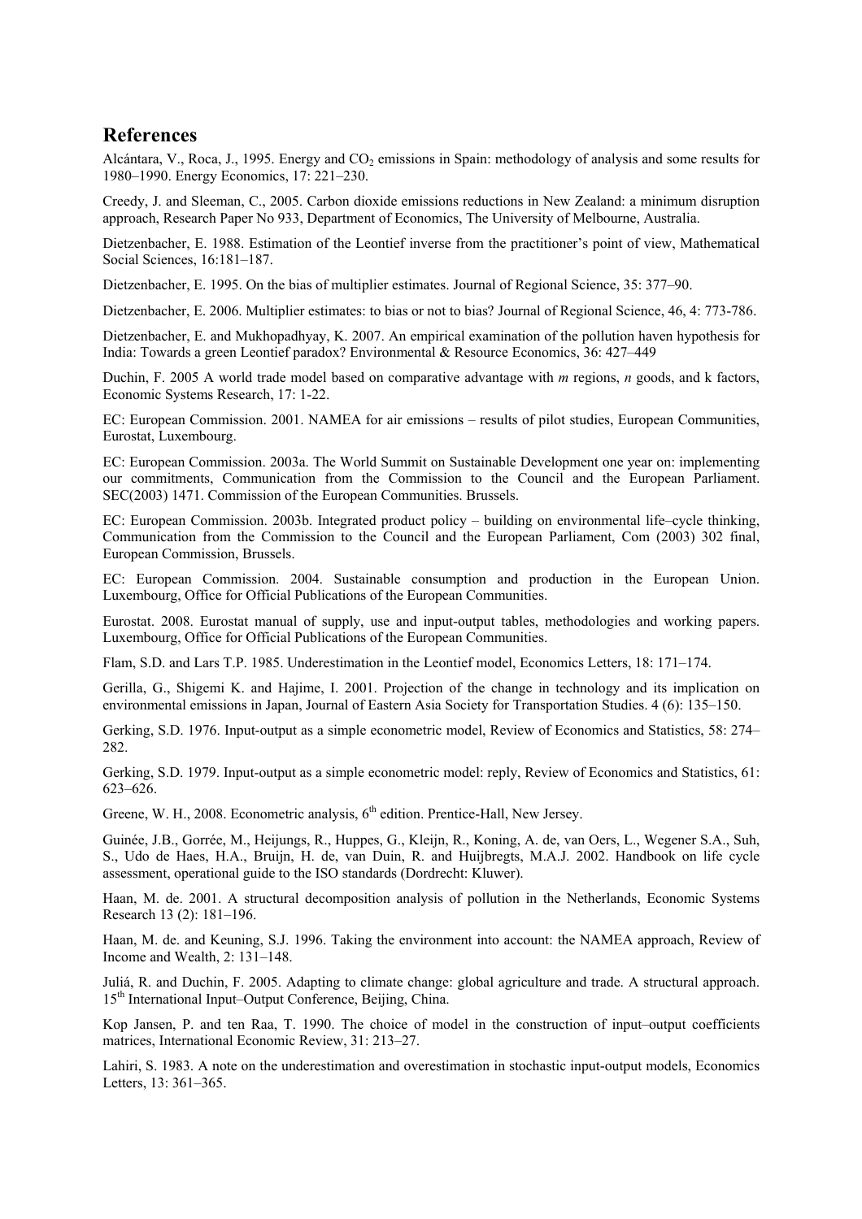## References

Alcántara, V., Roca, J., 1995. Energy and $CO_2$ emissions in Spain: methodology of analysis and some results for 1980–1990. Energy Economics, 17: 221–230.

Creedy, J. and Sleeman, C., 2005. Carbon dioxide emissions reductions in New Zealand: a minimum disruption approach, Research Paper No 933, Department of Economics, The University of Melbourne, Australia.

Dietzenbacher, E. 1988. Estimation of the Leontief inverse from the practitioner's point of view, Mathematical Social Sciences, 16:181–187.

Dietzenbacher, E. 1995. On the bias of multiplier estimates. Journal of Regional Science, 35: 377–90.

Dietzenbacher, E. 2006. Multiplier estimates: to bias or not to bias? Journal of Regional Science, 46, 4: 773-786.

Dietzenbacher, E. and Mukhopadhyay, K. 2007. An empirical examination of the pollution haven hypothesis for India: Towards a green Leontief paradox? Environmental & Resource Economics, 36: 427–449

Duchin, F. 2005 A world trade model based on comparative advantage with *m* regions, *n* goods, and k factors, Economic Systems Research, 17: 1-22.

EC: European Commission. 2001. NAMEA for air emissions – results of pilot studies, European Communities, Eurostat, Luxembourg.

EC: European Commission. 2003a. The World Summit on Sustainable Development one year on: implementing our commitments, Communication from the Commission to the Council and the European Parliament. SEC(2003) 1471. Commission of the European Communities. Brussels.

EC: European Commission. 2003b. Integrated product policy – building on environmental life–cycle thinking, Communication from the Commission to the Council and the European Parliament, Com (2003) 302 final, European Commission, Brussels.

EC: European Commission. 2004. Sustainable consumption and production in the European Union. Luxembourg, Office for Official Publications of the European Communities.

Eurostat. 2008. Eurostat manual of supply, use and input-output tables, methodologies and working papers. Luxembourg, Office for Official Publications of the European Communities.

Flam, S.D. and Lars T.P. 1985. Underestimation in the Leontief model, Economics Letters, 18: 171–174.

Gerilla, G., Shigemi K. and Hajime, I. 2001. Projection of the change in technology and its implication on environmental emissions in Japan, Journal of Eastern Asia Society for Transportation Studies. 4 (6): 135–150.

Gerking, S.D. 1976. Input-output as a simple econometric model, Review of Economics and Statistics, 58: 274–282.

Gerking, S.D. 1979. Input-output as a simple econometric model: reply, Review of Economics and Statistics, 61: 623–626.

Greene, W. H., 2008. Econometric analysis, 6th edition. Prentice-Hall, New Jersey.

Guinée, J.B., Gorrée, M., Heijungs, R., Huppes, G., Kleijn, R., Koning, A. de, van Oers, L., Wegener S.A., Suh, S., Udo de Haes, H.A., Bruijn, H. de, van Duin, R. and Huijbregts, M.A.J. 2002. Handbook on life cycle assessment, operational guide to the ISO standards (Dordrecht: Kluwer).

Haan, M. de. 2001. A structural decomposition analysis of pollution in the Netherlands, Economic Systems Research 13 (2): 181–196.

Haan, M. de. and Keuning, S.J. 1996. Taking the environment into account: the NAMEA approach, Review of Income and Wealth, 2: 131–148.

Juliá, R. and Duchin, F. 2005. Adapting to climate change: global agriculture and trade. A structural approach. 15th International Input–Output Conference, Beijing, China.

Kop Jansen, P. and ten Raa, T. 1990. The choice of model in the construction of input–output coefficients matrices, International Economic Review, 31: 213–27.

Lahiri, S. 1983. A note on the underestimation and overestimation in stochastic input-output models, Economics Letters, 13: 361–365.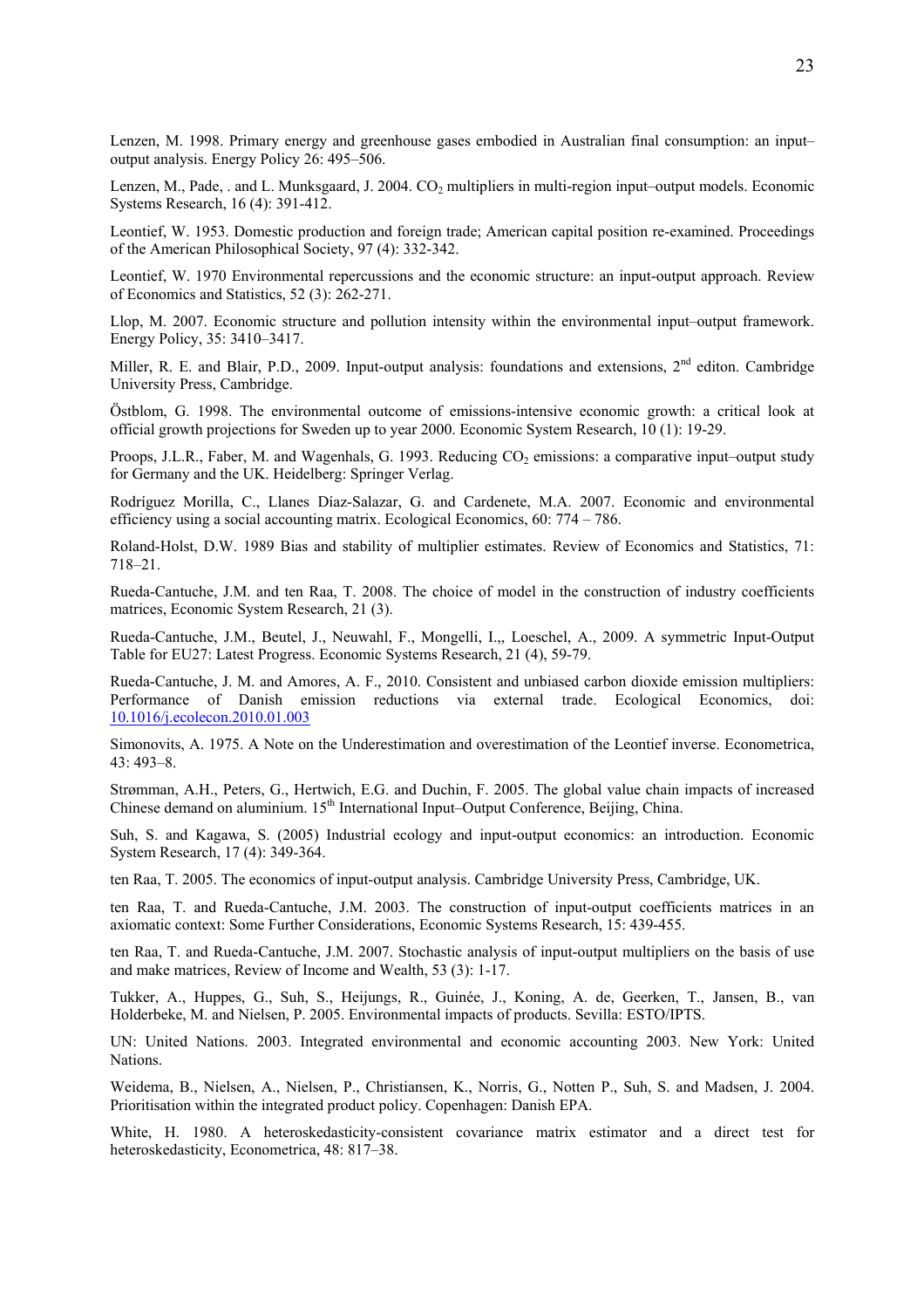Lenzen, M. 1998. Primary energy and greenhouse gases embodied in Australian final consumption: an input–output analysis. Energy Policy 26: 495–506.

Lenzen, M., Pade, . and L. Munksgaard, J. 2004. $CO_2$ multipliers in multi-region input–output models. Economic Systems Research, 16 (4): 391-412.

Leontief, W. 1953. Domestic production and foreign trade; American capital position re-examined. Proceedings of the American Philosophical Society, 97 (4): 332-342.

Leontief, W. 1970 Environmental repercussions and the economic structure: an input-output approach. Review of Economics and Statistics, 52 (3): 262-271.

Llop, M. 2007. Economic structure and pollution intensity within the environmental input–output framework. Energy Policy, 35: 3410–3417.

Miller, R. E. and Blair, P.D., 2009. Input-output analysis: foundations and extensions, 2nd editon. Cambridge University Press, Cambridge.

Östblom, G. 1998. The environmental outcome of emissions-intensive economic growth: a critical look at official growth projections for Sweden up to year 2000. Economic System Research, 10 (1): 19-29.

Proops, J.L.R., Faber, M. and Wagenhals, G. 1993. Reducing $CO_2$ emissions: a comparative input–output study for Germany and the UK. Heidelberg: Springer Verlag.

Rodríguez Morilla, C., Llanes Díaz-Salazar, G. and Cardenete, M.A. 2007. Economic and environmental efficiency using a social accounting matrix. Ecological Economics, 60: 774 – 786.

Roland-Holst, D.W. 1989 Bias and stability of multiplier estimates. Review of Economics and Statistics, 71: 718–21.

Rueda-Cantuche, J.M. and ten Raa, T. 2008. The choice of model in the construction of industry coefficients matrices, Economic System Research, 21 (3).

Rueda-Cantuche, J.M., Beutel, J., Neuwahl, F., Mongelli, I.,, Loeschel, A., 2009. A symmetric Input-Output Table for EU27: Latest Progress. Economic Systems Research, 21 (4), 59-79.

Rueda-Cantuche, J. M. and Amores, A. F., 2010. Consistent and unbiased carbon dioxide emission multipliers: Performance of Danish emission reductions via external trade. Ecological Economics, doi: 10.1016/j.ecolecon.2010.01.003

Simonovits, A. 1975. A Note on the Underestimation and overestimation of the Leontief inverse. Econometrica, 43: 493–8.

Strømman, A.H., Peters, G., Hertwich, E.G. and Duchin, F. 2005. The global value chain impacts of increased Chinese demand on aluminium. 15th International Input–Output Conference, Beijing, China.

Suh, S. and Kagawa, S. (2005) Industrial ecology and input-output economics: an introduction. Economic System Research, 17 (4): 349-364.

ten Raa, T. 2005. The economics of input-output analysis. Cambridge University Press, Cambridge, UK.

ten Raa, T. and Rueda-Cantuche, J.M. 2003. The construction of input-output coefficients matrices in an axiomatic context: Some Further Considerations, Economic Systems Research, 15: 439-455.

ten Raa, T. and Rueda-Cantuche, J.M. 2007. Stochastic analysis of input-output multipliers on the basis of use and make matrices, Review of Income and Wealth, 53 (3): 1-17.

Tukker, A., Huppes, G., Suh, S., Heijungs, R., Guinée, J., Koning, A. de, Geerken, T., Jansen, B., van Holderbeke, M. and Nielsen, P. 2005. Environmental impacts of products. Sevilla: ESTO/IPTS.

UN: United Nations. 2003. Integrated environmental and economic accounting 2003. New York: United Nations.

Weidema, B., Nielsen, A., Nielsen, P., Christiansen, K., Norris, G., Notten P., Suh, S. and Madsen, J. 2004. Prioritisation within the integrated product policy. Copenhagen: Danish EPA.

White, H. 1980. A heteroskedasticity-consistent covariance matrix estimator and a direct test for heteroskedasticity, Econometrica, 48: 817–38.